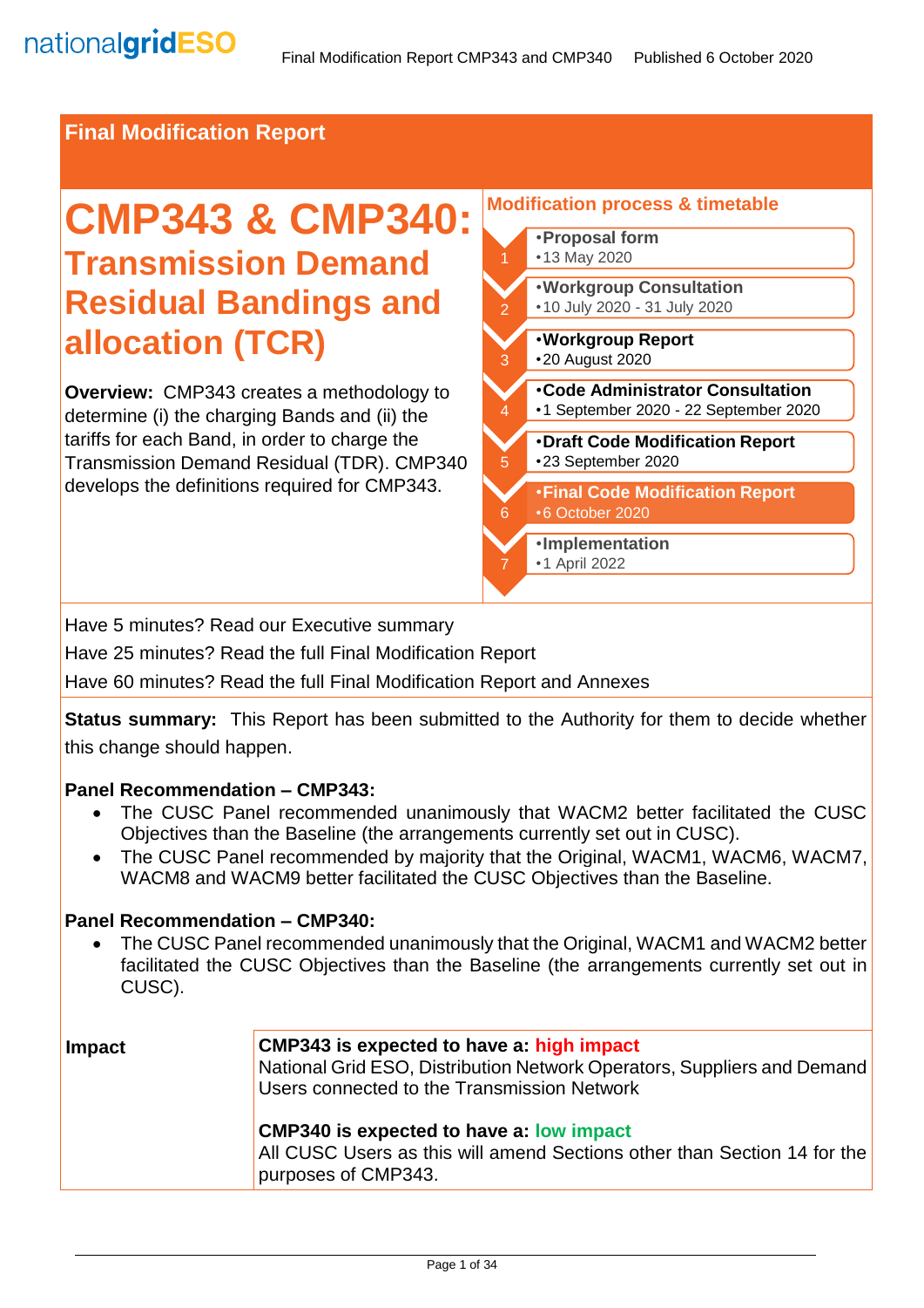## Final Modification Report

# CMP343 & CMP340: Transmission Demand Residual Bandings and allocation (TCR)

**Overview:** CMP343 creates a methodology to determine (i) the charging Bands and (ii) the tariffs for each Band, in order to charge the Transmission Demand Residual (TDR). CMP340 develops the definitions required for CMP343.

### Modification process & timetable

1. **Proposal form**
   - 13 May 2020
2. **Workgroup Consultation**
   - 10 July 2020 - 31 July 2020
3. **Workgroup Report**
   - 20 August 2020
4. **Code Administrator Consultation**
   - 1 September 2020 - 22 September 2020
5. **Draft Code Modification Report**
   - 23 September 2020
6. **Final Code Modification Report**
   - 6 October 2020
7. **Implementation**
   - 1 April 2022

Have 5 minutes? Read our Executive summary

Have 25 minutes? Read the full Final Modification Report

Have 60 minutes? Read the full Final Modification Report and Annexes

**Status summary:** This Report has been submitted to the Authority for them to decide whether this change should happen.

**Panel Recommendation – CMP343:**

- The CUSC Panel recommended unanimously that WACM2 better facilitated the CUSC Objectives than the Baseline (the arrangements currently set out in CUSC).
- The CUSC Panel recommended by majority that the Original, WACM1, WACM6, WACM7, WACM8 and WACM9 better facilitated the CUSC Objectives than the Baseline.

**Panel Recommendation – CMP340:**

- The CUSC Panel recommended unanimously that the Original, WACM1 and WACM2 better facilitated the CUSC Objectives than the Baseline (the arrangements currently set out in CUSC).

| | |
|---|---|
| **Impact** | **CMP343 is expected to have a: high impact**<br>National Grid ESO, Distribution Network Operators, Suppliers and Demand Users connected to the Transmission Network<br><br>**CMP340 is expected to have a: low impact**<br>All CUSC Users as this will amend Sections other than Section 14 for the purposes of CMP343. |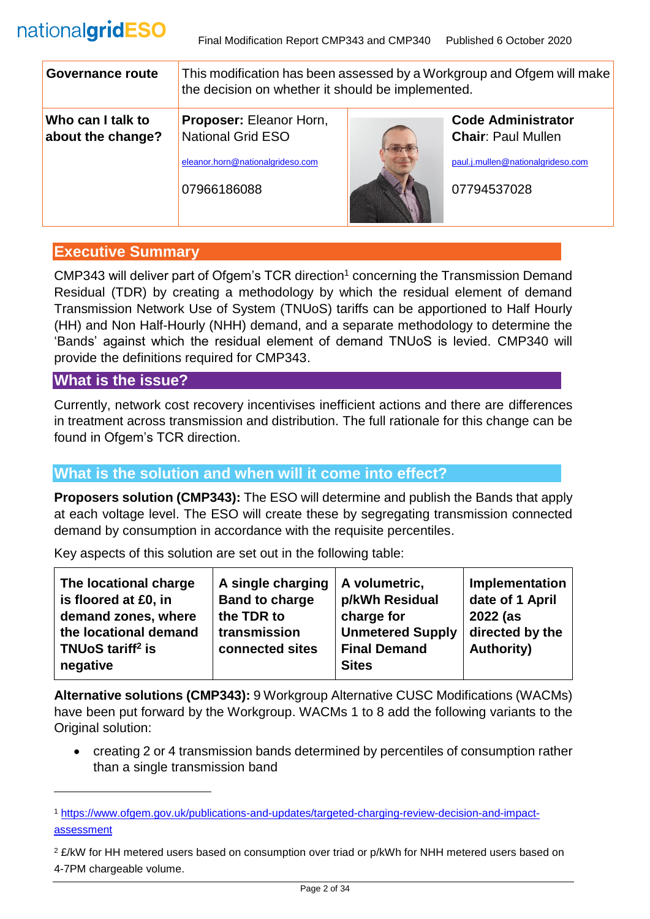| Governance route | This modification has been assessed by a Workgroup and Ofgem will make the decision on whether it should be implemented. | |
|---|---|---|
| Who can I talk to about the change? | **Proposer:** Eleanor Horn, National Grid ESO<br>eleanor.horn@nationalgrideso.com<br>07966186088 | **Code Administrator Chair**: Paul Mullen<br>paul.j.mullen@nationalgrideso.com<br>07794537028 |

## Executive Summary

CMP343 will deliver part of Ofgem's TCR direction[1] concerning the Transmission Demand Residual (TDR) by creating a methodology by which the residual element of demand Transmission Network Use of System (TNUoS) tariffs can be apportioned to Half Hourly (HH) and Non Half-Hourly (NHH) demand, and a separate methodology to determine the 'Bands' against which the residual element of demand TNUoS is levied. CMP340 will provide the definitions required for CMP343.

## What is the issue?

Currently, network cost recovery incentivises inefficient actions and there are differences in treatment across transmission and distribution. The full rationale for this change can be found in Ofgem's TCR direction.

## What is the solution and when will it come into effect?

**Proposers solution (CMP343):** The ESO will determine and publish the Bands that apply at each voltage level. The ESO will create these by segregating transmission connected demand by consumption in accordance with the requisite percentiles.

Key aspects of this solution are set out in the following table:

| The locational charge is floored at £0, in demand zones, where the locational demand TNUoS tariff[2] is negative | A single charging Band to charge the TDR to transmission connected sites | A volumetric, p/kWh Residual charge for Unmetered Supply Final Demand Sites | Implementation date of 1 April 2022 (as directed by the Authority) |
|---|---|---|---|

**Alternative solutions (CMP343):** 9 Workgroup Alternative CUSC Modifications (WACMs) have been put forward by the Workgroup. WACMs 1 to 8 add the following variants to the Original solution:

- creating 2 or 4 transmission bands determined by percentiles of consumption rather than a single transmission band

---

[1] https://www.ofgem.gov.uk/publications-and-updates/targeted-charging-review-decision-and-impact-assessment

[2] £/kW for HH metered users based on consumption over triad or p/kWh for NHH metered users based on 4-7PM chargeable volume.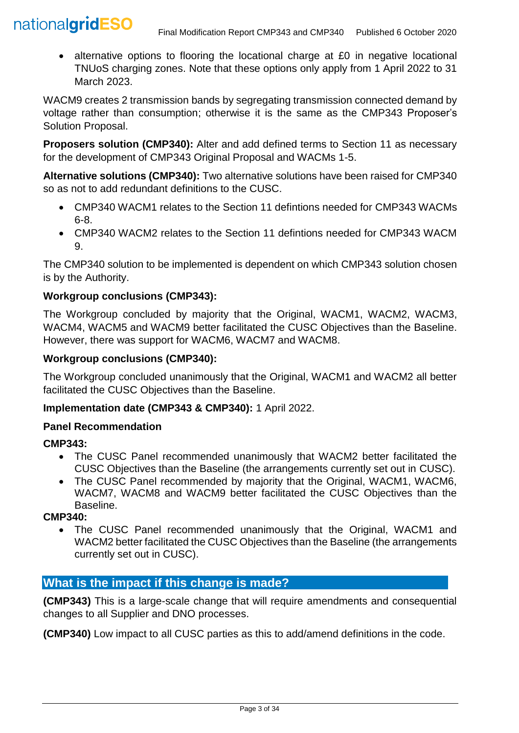- alternative options to flooring the locational charge at £0 in negative locational TNUoS charging zones. Note that these options only apply from 1 April 2022 to 31 March 2023.

WACM9 creates 2 transmission bands by segregating transmission connected demand by voltage rather than consumption; otherwise it is the same as the CMP343 Proposer's Solution Proposal.

**Proposers solution (CMP340):** Alter and add defined terms to Section 11 as necessary for the development of CMP343 Original Proposal and WACMs 1-5.

**Alternative solutions (CMP340):** Two alternative solutions have been raised for CMP340 so as not to add redundant definitions to the CUSC.

- CMP340 WACM1 relates to the Section 11 defintions needed for CMP343 WACMs 6-8.
- CMP340 WACM2 relates to the Section 11 defintions needed for CMP343 WACM 9.

The CMP340 solution to be implemented is dependent on which CMP343 solution chosen is by the Authority.

**Workgroup conclusions (CMP343):**

The Workgroup concluded by majority that the Original, WACM1, WACM2, WACM3, WACM4, WACM5 and WACM9 better facilitated the CUSC Objectives than the Baseline. However, there was support for WACM6, WACM7 and WACM8.

**Workgroup conclusions (CMP340):**

The Workgroup concluded unanimously that the Original, WACM1 and WACM2 all better facilitated the CUSC Objectives than the Baseline.

**Implementation date (CMP343 & CMP340):** 1 April 2022.

**Panel Recommendation**

**CMP343:**

- The CUSC Panel recommended unanimously that WACM2 better facilitated the CUSC Objectives than the Baseline (the arrangements currently set out in CUSC).
- The CUSC Panel recommended by majority that the Original, WACM1, WACM6, WACM7, WACM8 and WACM9 better facilitated the CUSC Objectives than the Baseline.

**CMP340:**

- The CUSC Panel recommended unanimously that the Original, WACM1 and WACM2 better facilitated the CUSC Objectives than the Baseline (the arrangements currently set out in CUSC).

## What is the impact if this change is made?

**(CMP343)** This is a large-scale change that will require amendments and consequential changes to all Supplier and DNO processes.

**(CMP340)** Low impact to all CUSC parties as this to add/amend definitions in the code.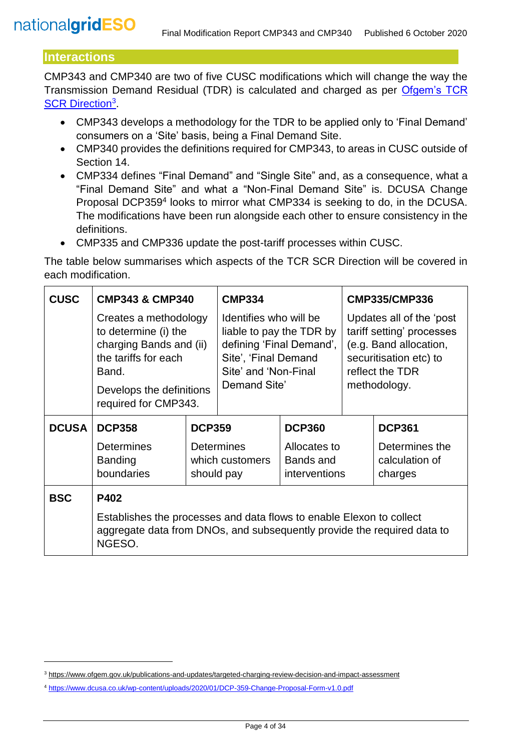## Interactions

CMP343 and CMP340 are two of five CUSC modifications which will change the way the Transmission Demand Residual (TDR) is calculated and charged as per Ofgem's TCR SCR Direction[3].

- CMP343 develops a methodology for the TDR to be applied only to 'Final Demand' consumers on a 'Site' basis, being a Final Demand Site.
- CMP340 provides the definitions required for CMP343, to areas in CUSC outside of Section 14.
- CMP334 defines "Final Demand" and "Single Site" and, as a consequence, what a "Final Demand Site" and what a "Non-Final Demand Site" is. DCUSA Change Proposal DCP359[4] looks to mirror what CMP334 is seeking to do, in the DCUSA. The modifications have been run alongside each other to ensure consistency in the definitions.
- CMP335 and CMP336 update the post-tariff processes within CUSC.

The table below summarises which aspects of the TCR SCR Direction will be covered in each modification.

| | | | | |
|---|---|---|---|---|
| **CUSC** | **CMP343 & CMP340**<br>Creates a methodology to determine (i) the charging Bands and (ii) the tariffs for each Band.<br>Develops the definitions required for CMP343. | | **CMP334**<br>Identifies who will be liable to pay the TDR by defining 'Final Demand', Site', 'Final Demand Site' and 'Non-Final Demand Site' | **CMP335/CMP336**<br>Updates all of the 'post tariff setting' processes (e.g. Band allocation, securitisation etc) to reflect the TDR methodology. |
| **DCUSA** | **DCP358**<br>Determines Banding boundaries | **DCP359**<br>Determines which customers should pay | **DCP360**<br>Allocates to Bands and interventions | **DCP361**<br>Determines the calculation of charges |
| **BSC** | **P402**<br>Establishes the processes and data flows to enable Elexon to collect aggregate data from DNOs, and subsequently provide the required data to NGESO. | | | |

[3] https://www.ofgem.gov.uk/publications-and-updates/targeted-charging-review-decision-and-impact-assessment

[4] https://www.dcusa.co.uk/wp-content/uploads/2020/01/DCP-359-Change-Proposal-Form-v1.0.pdf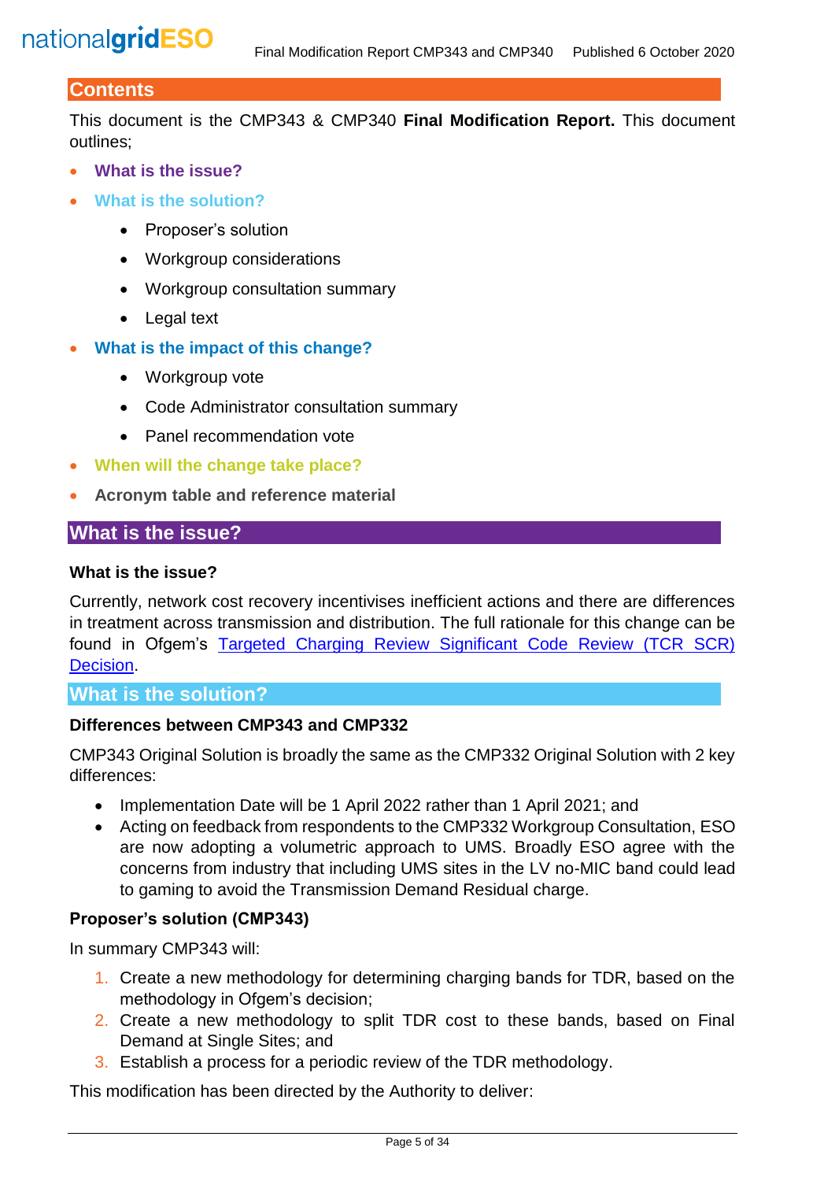## Contents

This document is the CMP343 & CMP340 **Final Modification Report.** This document outlines;

- **What is the issue?**
- **What is the solution?**
  - Proposer's solution
  - Workgroup considerations
  - Workgroup consultation summary
  - Legal text
- **What is the impact of this change?**
  - Workgroup vote
  - Code Administrator consultation summary
  - Panel recommendation vote
- **When will the change take place?**
- **Acronym table and reference material**

## What is the issue?

### What is the issue?

Currently, network cost recovery incentivises inefficient actions and there are differences in treatment across transmission and distribution. The full rationale for this change can be found in Ofgem's Targeted Charging Review Significant Code Review (TCR SCR) Decision.

## What is the solution?

### Differences between CMP343 and CMP332

CMP343 Original Solution is broadly the same as the CMP332 Original Solution with 2 key differences:

- Implementation Date will be 1 April 2022 rather than 1 April 2021; and
- Acting on feedback from respondents to the CMP332 Workgroup Consultation, ESO are now adopting a volumetric approach to UMS. Broadly ESO agree with the concerns from industry that including UMS sites in the LV no-MIC band could lead to gaming to avoid the Transmission Demand Residual charge.

### Proposer's solution (CMP343)

In summary CMP343 will:

1. Create a new methodology for determining charging bands for TDR, based on the methodology in Ofgem's decision;
2. Create a new methodology to split TDR cost to these bands, based on Final Demand at Single Sites; and
3. Establish a process for a periodic review of the TDR methodology.

This modification has been directed by the Authority to deliver: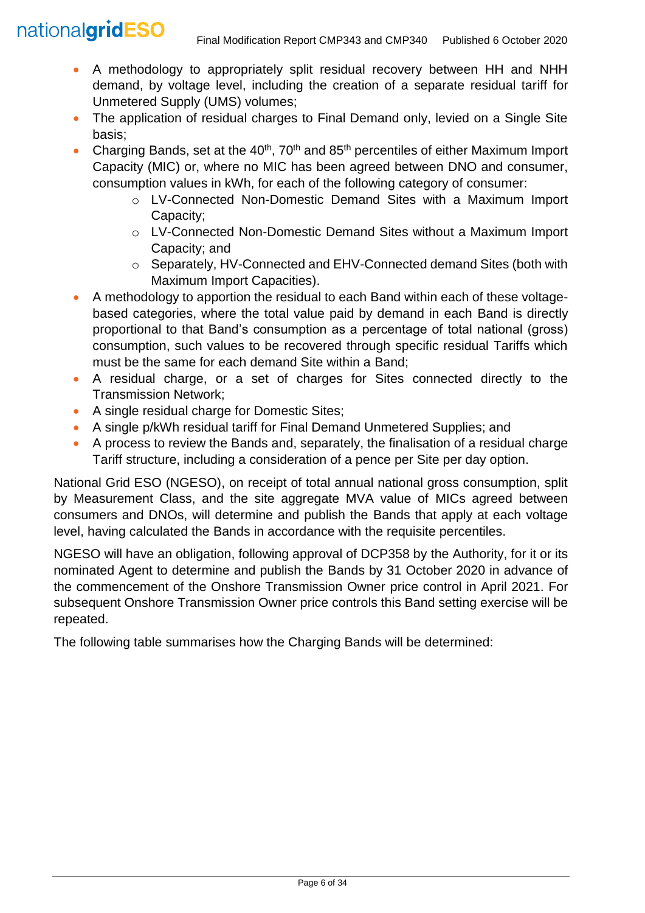- A methodology to appropriately split residual recovery between HH and NHH demand, by voltage level, including the creation of a separate residual tariff for Unmetered Supply (UMS) volumes;
- The application of residual charges to Final Demand only, levied on a Single Site basis;
- Charging Bands, set at the 40th, 70th and 85th percentiles of either Maximum Import Capacity (MIC) or, where no MIC has been agreed between DNO and consumer, consumption values in kWh, for each of the following category of consumer:
  - LV-Connected Non-Domestic Demand Sites with a Maximum Import Capacity;
  - LV-Connected Non-Domestic Demand Sites without a Maximum Import Capacity; and
  - Separately, HV-Connected and EHV-Connected demand Sites (both with Maximum Import Capacities).
- A methodology to apportion the residual to each Band within each of these voltage-based categories, where the total value paid by demand in each Band is directly proportional to that Band's consumption as a percentage of total national (gross) consumption, such values to be recovered through specific residual Tariffs which must be the same for each demand Site within a Band;
- A residual charge, or a set of charges for Sites connected directly to the Transmission Network;
- A single residual charge for Domestic Sites;
- A single p/kWh residual tariff for Final Demand Unmetered Supplies; and
- A process to review the Bands and, separately, the finalisation of a residual charge Tariff structure, including a consideration of a pence per Site per day option.

National Grid ESO (NGESO), on receipt of total annual national gross consumption, split by Measurement Class, and the site aggregate MVA value of MICs agreed between consumers and DNOs, will determine and publish the Bands that apply at each voltage level, having calculated the Bands in accordance with the requisite percentiles.

NGESO will have an obligation, following approval of DCP358 by the Authority, for it or its nominated Agent to determine and publish the Bands by 31 October 2020 in advance of the commencement of the Onshore Transmission Owner price control in April 2021. For subsequent Onshore Transmission Owner price controls this Band setting exercise will be repeated.

The following table summarises how the Charging Bands will be determined: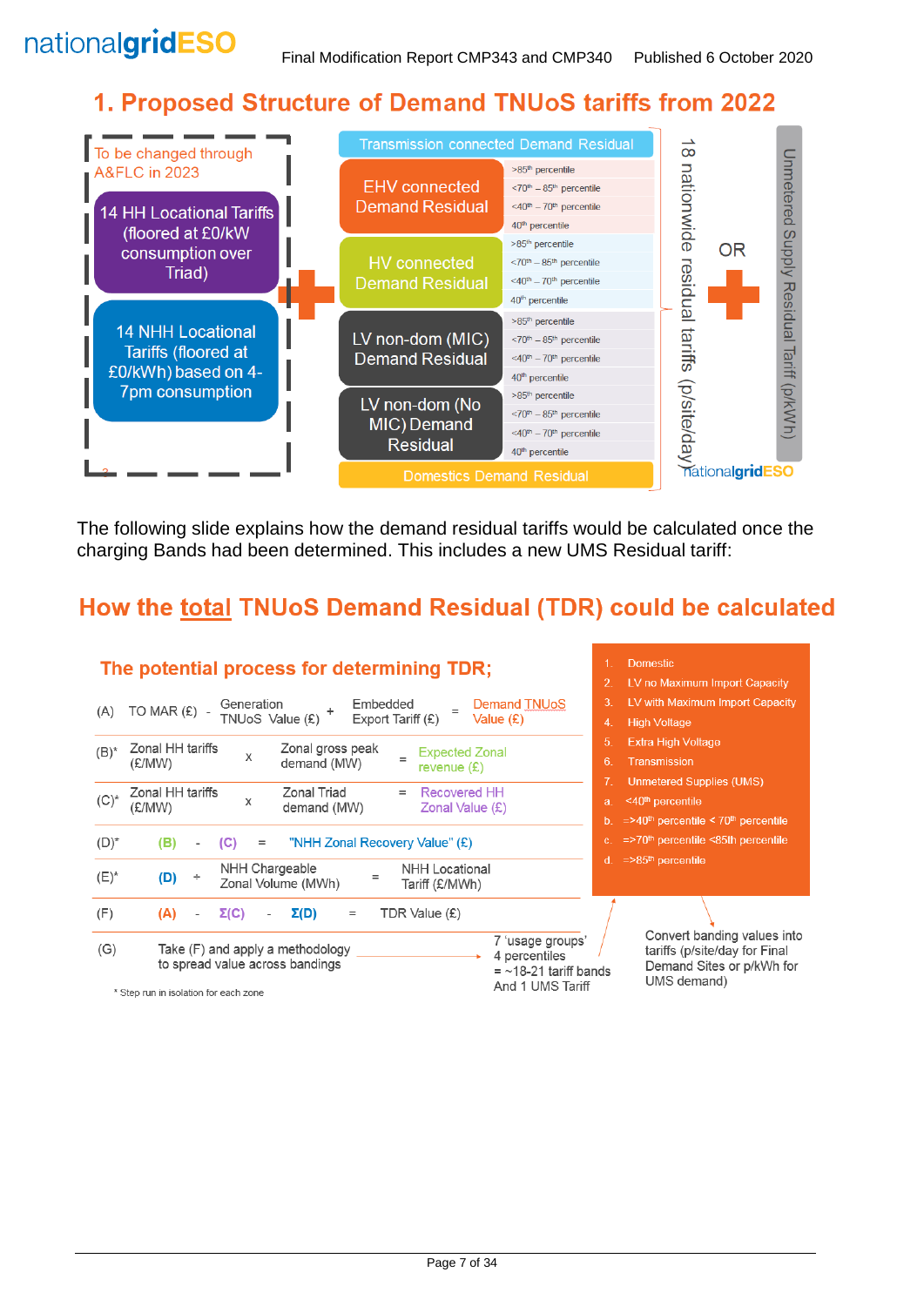# 1. Proposed Structure of Demand TNUoS tariffs from 2022

To be changed through A&FLC in 2023

- 14 HH Locational Tariffs (floored at £0/kW consumption over Triad)
- 14 NHH Locational Tariffs (floored at £0/kWh) based on 4-7pm consumption

\+

Transmission connected Demand Residual

| Demand Residual | Percentile band |
|---|---|
| EHV connected Demand Residual | >85th percentile |
| | <70th – 85th percentile |
| | <40th – 70th percentile |
| | 40th percentile |
| HV connected Demand Residual | >85th percentile |
| | <70th – 85th percentile |
| | <40th – 70th percentile |
| | 40th percentile |
| LV non-dom (MIC) Demand Residual | >85th percentile |
| | <70th – 85th percentile |
| | <40th – 70th percentile |
| | 40th percentile |
| LV non-dom (No MIC) Demand Residual | >85th percentile |
| | <70th – 85th percentile |
| | <40th – 70th percentile |
| | 40th percentile |

Domestics Demand Residual

18 nationwide residual tariffs (p/site/day)

OR

\+

Unmetered Supply Residual Tariff (p/kWh)

The following slide explains how the demand residual tariffs would be calculated once the charging Bands had been determined. This includes a new UMS Residual tariff:

## How the total TNUoS Demand Residual (TDR) could be calculated

### The potential process for determining TDR;

| | | | | | |
|---|---|---|---|---|---|
| (A) | TO MAR (£) - | Generation TNUoS Value (£) + | Embedded Export Tariff (£) | = | Demand TNUoS Value (£) |
| (B)* | Zonal HH tariffs (£/MW) | x | Zonal gross peak demand (MW) | = | Expected Zonal revenue (£) |
| (C)* | Zonal HH tariffs (£/MW) | x | Zonal Triad demand (MW) | = | Recovered HH Zonal Value (£) |
| (D)* | (B) - (C) | | | = | "NHH Zonal Recovery Value" (£) |
| (E)* | (D) | ÷ | NHH Chargeable Zonal Volume (MWh) | = | NHH Locational Tariff (£/MWh) |
| (F) | (A) - Σ(C) - Σ(D) | | | = | TDR Value (£) |

(G) Take (F) and apply a methodology to spread value across bandings → 7 'usage groups' 4 percentiles = ~18-21 tariff bands And 1 UMS Tariff

\* Step run in isolation for each zone

1. Domestic
2. LV no Maximum Import Capacity
3. LV with Maximum Import Capacity
4. High Voltage
5. Extra High Voltage
6. Transmission
7. Unmetered Supplies (UMS)

a. <40th percentile
b. =>40th percentile < 70th percentile
c. =>70th percentile <85th percentile
d. =>85th percentile

Convert banding values into tariffs (p/site/day for Final Demand Sites or p/kWh for UMS demand)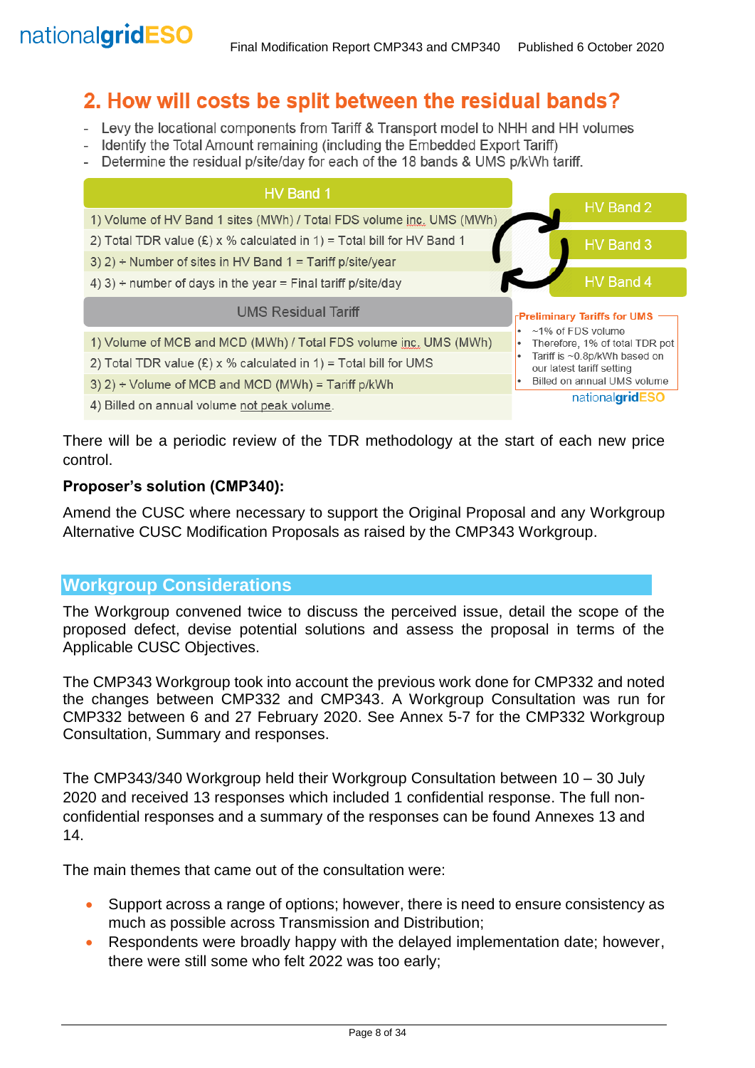## 2. How will costs be split between the residual bands?

- Levy the locational components from Tariff & Transport model to NHH and HH volumes
- Identify the Total Amount remaining (including the Embedded Export Tariff)
- Determine the residual p/site/day for each of the 18 bands & UMS p/kWh tariff.

**HV Band 1**

1) Volume of HV Band 1 sites (MWh) / Total FDS volume inc. UMS (MWh)
2) Total TDR value (£) x % calculated in 1) = Total bill for HV Band 1
3) 2) ÷ Number of sites in HV Band 1 = Tariff p/site/year
4) 3) ÷ number of days in the year = Final tariff p/site/day

HV Band 2

HV Band 3

HV Band 4

**UMS Residual Tariff**

1) Volume of MCB and MCD (MWh) / Total FDS volume inc. UMS (MWh)
2) Total TDR value (£) x % calculated in 1) = Total bill for UMS
3) 2) ÷ Volume of MCB and MCD (MWh) = Tariff p/kWh
4) Billed on annual volume not peak volume.

**Preliminary Tariffs for UMS**

- ~1% of FDS volume
- Therefore, 1% of total TDR pot
- Tariff is ~0.8p/kWh based on our latest tariff setting
- Billed on annual UMS volume

There will be a periodic review of the TDR methodology at the start of each new price control.

**Proposer's solution (CMP340):**

Amend the CUSC where necessary to support the Original Proposal and any Workgroup Alternative CUSC Modification Proposals as raised by the CMP343 Workgroup.

## Workgroup Considerations

The Workgroup convened twice to discuss the perceived issue, detail the scope of the proposed defect, devise potential solutions and assess the proposal in terms of the Applicable CUSC Objectives.

The CMP343 Workgroup took into account the previous work done for CMP332 and noted the changes between CMP332 and CMP343. A Workgroup Consultation was run for CMP332 between 6 and 27 February 2020. See Annex 5-7 for the CMP332 Workgroup Consultation, Summary and responses.

The CMP343/340 Workgroup held their Workgroup Consultation between 10 – 30 July 2020 and received 13 responses which included 1 confidential response. The full non-confidential responses and a summary of the responses can be found Annexes 13 and 14.

The main themes that came out of the consultation were:

- Support across a range of options; however, there is need to ensure consistency as much as possible across Transmission and Distribution;
- Respondents were broadly happy with the delayed implementation date; however, there were still some who felt 2022 was too early;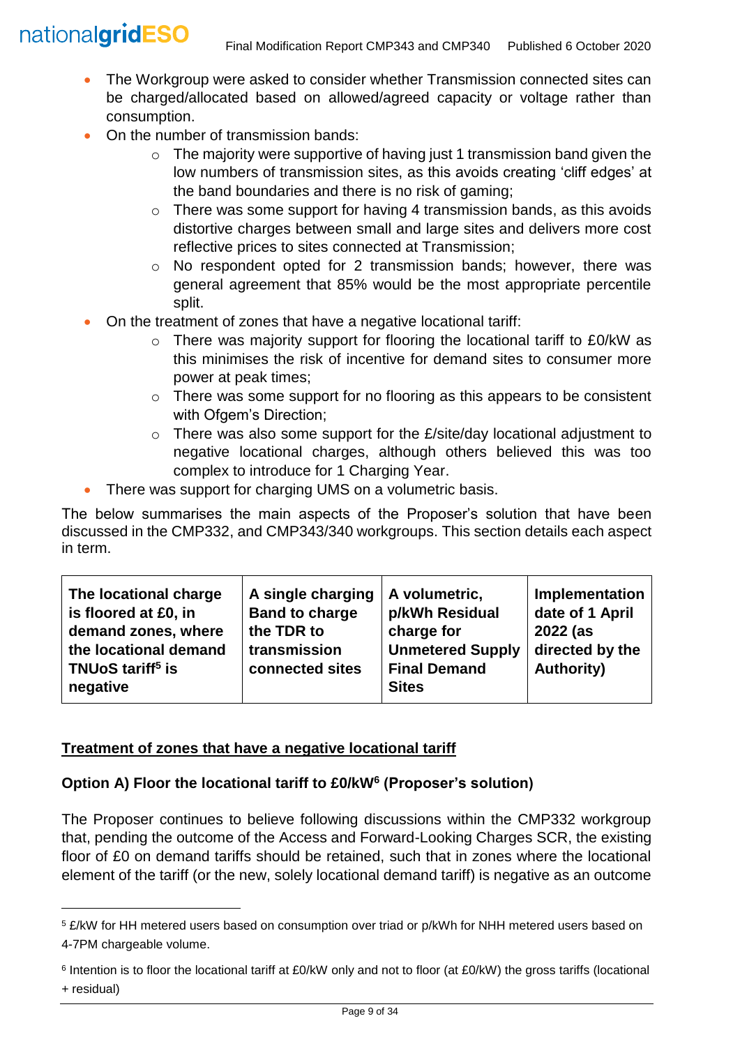- The Workgroup were asked to consider whether Transmission connected sites can be charged/allocated based on allowed/agreed capacity or voltage rather than consumption.
- On the number of transmission bands:
  - The majority were supportive of having just 1 transmission band given the low numbers of transmission sites, as this avoids creating 'cliff edges' at the band boundaries and there is no risk of gaming;
  - There was some support for having 4 transmission bands, as this avoids distortive charges between small and large sites and delivers more cost reflective prices to sites connected at Transmission;
  - No respondent opted for 2 transmission bands; however, there was general agreement that 85% would be the most appropriate percentile split.
- On the treatment of zones that have a negative locational tariff:
  - There was majority support for flooring the locational tariff to £0/kW as this minimises the risk of incentive for demand sites to consumer more power at peak times;
  - There was some support for no flooring as this appears to be consistent with Ofgem's Direction;
  - There was also some support for the £/site/day locational adjustment to negative locational charges, although others believed this was too complex to introduce for 1 Charging Year.
- There was support for charging UMS on a volumetric basis.

The below summarises the main aspects of the Proposer's solution that have been discussed in the CMP332, and CMP343/340 workgroups. This section details each aspect in term.

| **The locational charge is floored at £0, in demand zones, where the locational demand TNUoS tariff[5] is negative** | **A single charging Band to charge the TDR to transmission connected sites** | **A volumetric, p/kWh Residual charge for Unmetered Supply Final Demand Sites** | **Implementation date of 1 April 2022 (as directed by the Authority)** |
|---|---|---|---|

## Treatment of zones that have a negative locational tariff

### Option A) Floor the locational tariff to £0/kW[6] (Proposer's solution)

The Proposer continues to believe following discussions within the CMP332 workgroup that, pending the outcome of the Access and Forward-Looking Charges SCR, the existing floor of £0 on demand tariffs should be retained, such that in zones where the locational element of the tariff (or the new, solely locational demand tariff) is negative as an outcome

---

[5] £/kW for HH metered users based on consumption over triad or p/kWh for NHH metered users based on 4-7PM chargeable volume.

[6] Intention is to floor the locational tariff at £0/kW only and not to floor (at £0/kW) the gross tariffs (locational + residual)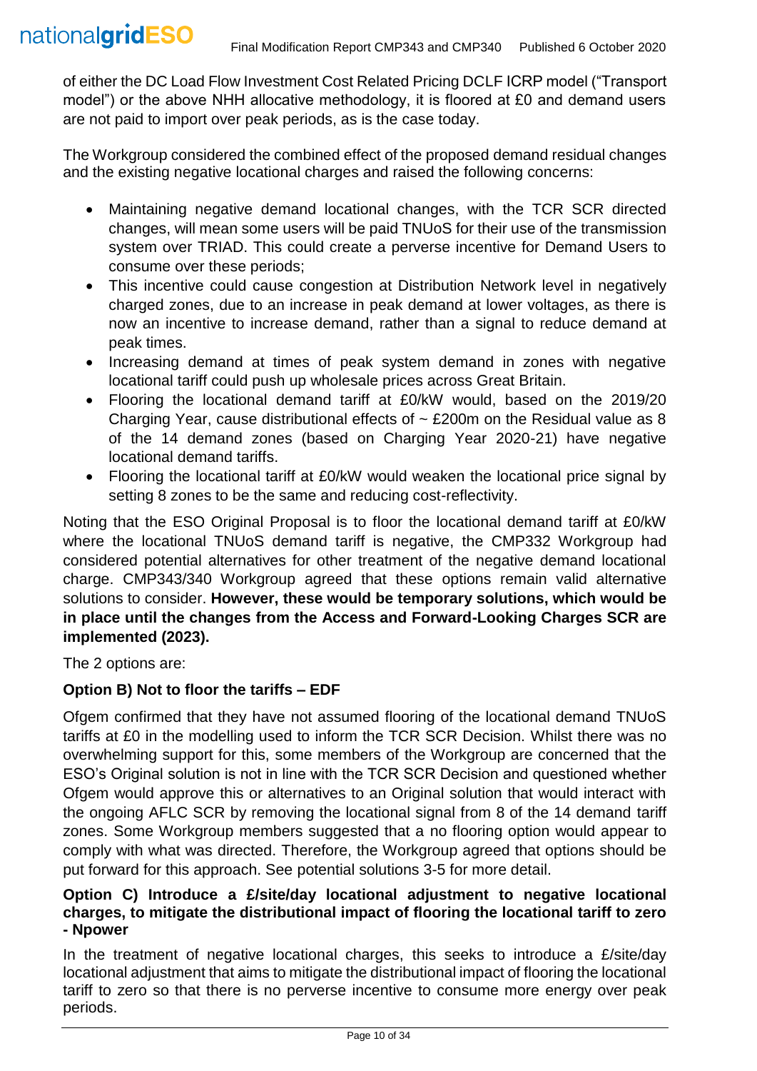of either the DC Load Flow Investment Cost Related Pricing DCLF ICRP model ("Transport model") or the above NHH allocative methodology, it is floored at £0 and demand users are not paid to import over peak periods, as is the case today.

The Workgroup considered the combined effect of the proposed demand residual changes and the existing negative locational charges and raised the following concerns:

- Maintaining negative demand locational changes, with the TCR SCR directed changes, will mean some users will be paid TNUoS for their use of the transmission system over TRIAD. This could create a perverse incentive for Demand Users to consume over these periods;
- This incentive could cause congestion at Distribution Network level in negatively charged zones, due to an increase in peak demand at lower voltages, as there is now an incentive to increase demand, rather than a signal to reduce demand at peak times.
- Increasing demand at times of peak system demand in zones with negative locational tariff could push up wholesale prices across Great Britain.
- Flooring the locational demand tariff at £0/kW would, based on the 2019/20 Charging Year, cause distributional effects of ~ £200m on the Residual value as 8 of the 14 demand zones (based on Charging Year 2020-21) have negative locational demand tariffs.
- Flooring the locational tariff at £0/kW would weaken the locational price signal by setting 8 zones to be the same and reducing cost-reflectivity.

Noting that the ESO Original Proposal is to floor the locational demand tariff at £0/kW where the locational TNUoS demand tariff is negative, the CMP332 Workgroup had considered potential alternatives for other treatment of the negative demand locational charge. CMP343/340 Workgroup agreed that these options remain valid alternative solutions to consider. **However, these would be temporary solutions, which would be in place until the changes from the Access and Forward-Looking Charges SCR are implemented (2023).**

The 2 options are:

**Option B) Not to floor the tariffs – EDF**

Ofgem confirmed that they have not assumed flooring of the locational demand TNUoS tariffs at £0 in the modelling used to inform the TCR SCR Decision. Whilst there was no overwhelming support for this, some members of the Workgroup are concerned that the ESO's Original solution is not in line with the TCR SCR Decision and questioned whether Ofgem would approve this or alternatives to an Original solution that would interact with the ongoing AFLC SCR by removing the locational signal from 8 of the 14 demand tariff zones. Some Workgroup members suggested that a no flooring option would appear to comply with what was directed. Therefore, the Workgroup agreed that options should be put forward for this approach. See potential solutions 3-5 for more detail.

**Option C) Introduce a £/site/day locational adjustment to negative locational charges, to mitigate the distributional impact of flooring the locational tariff to zero - Npower**

In the treatment of negative locational charges, this seeks to introduce a £/site/day locational adjustment that aims to mitigate the distributional impact of flooring the locational tariff to zero so that there is no perverse incentive to consume more energy over peak periods.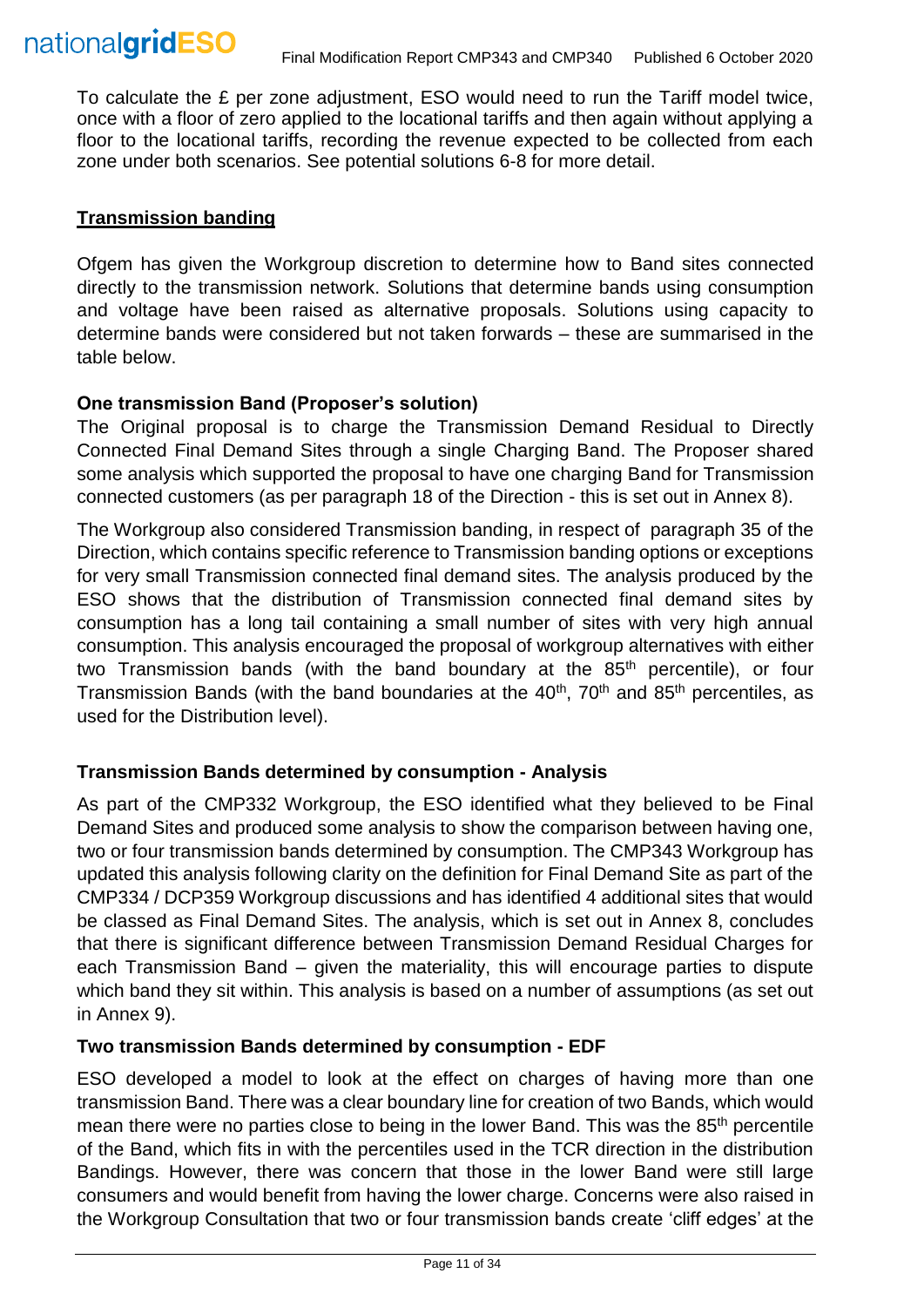To calculate the £ per zone adjustment, ESO would need to run the Tariff model twice, once with a floor of zero applied to the locational tariffs and then again without applying a floor to the locational tariffs, recording the revenue expected to be collected from each zone under both scenarios. See potential solutions 6-8 for more detail.

## Transmission banding

Ofgem has given the Workgroup discretion to determine how to Band sites connected directly to the transmission network. Solutions that determine bands using consumption and voltage have been raised as alternative proposals. Solutions using capacity to determine bands were considered but not taken forwards – these are summarised in the table below.

### One transmission Band (Proposer's solution)

The Original proposal is to charge the Transmission Demand Residual to Directly Connected Final Demand Sites through a single Charging Band. The Proposer shared some analysis which supported the proposal to have one charging Band for Transmission connected customers (as per paragraph 18 of the Direction - this is set out in Annex 8).

The Workgroup also considered Transmission banding, in respect of paragraph 35 of the Direction, which contains specific reference to Transmission banding options or exceptions for very small Transmission connected final demand sites. The analysis produced by the ESO shows that the distribution of Transmission connected final demand sites by consumption has a long tail containing a small number of sites with very high annual consumption. This analysis encouraged the proposal of workgroup alternatives with either two Transmission bands (with the band boundary at the 85th percentile), or four Transmission Bands (with the band boundaries at the 40th, 70th and 85th percentiles, as used for the Distribution level).

### Transmission Bands determined by consumption - Analysis

As part of the CMP332 Workgroup, the ESO identified what they believed to be Final Demand Sites and produced some analysis to show the comparison between having one, two or four transmission bands determined by consumption. The CMP343 Workgroup has updated this analysis following clarity on the definition for Final Demand Site as part of the CMP334 / DCP359 Workgroup discussions and has identified 4 additional sites that would be classed as Final Demand Sites. The analysis, which is set out in Annex 8, concludes that there is significant difference between Transmission Demand Residual Charges for each Transmission Band – given the materiality, this will encourage parties to dispute which band they sit within. This analysis is based on a number of assumptions (as set out in Annex 9).

### Two transmission Bands determined by consumption - EDF

ESO developed a model to look at the effect on charges of having more than one transmission Band. There was a clear boundary line for creation of two Bands, which would mean there were no parties close to being in the lower Band. This was the 85th percentile of the Band, which fits in with the percentiles used in the TCR direction in the distribution Bandings. However, there was concern that those in the lower Band were still large consumers and would benefit from having the lower charge. Concerns were also raised in the Workgroup Consultation that two or four transmission bands create 'cliff edges' at the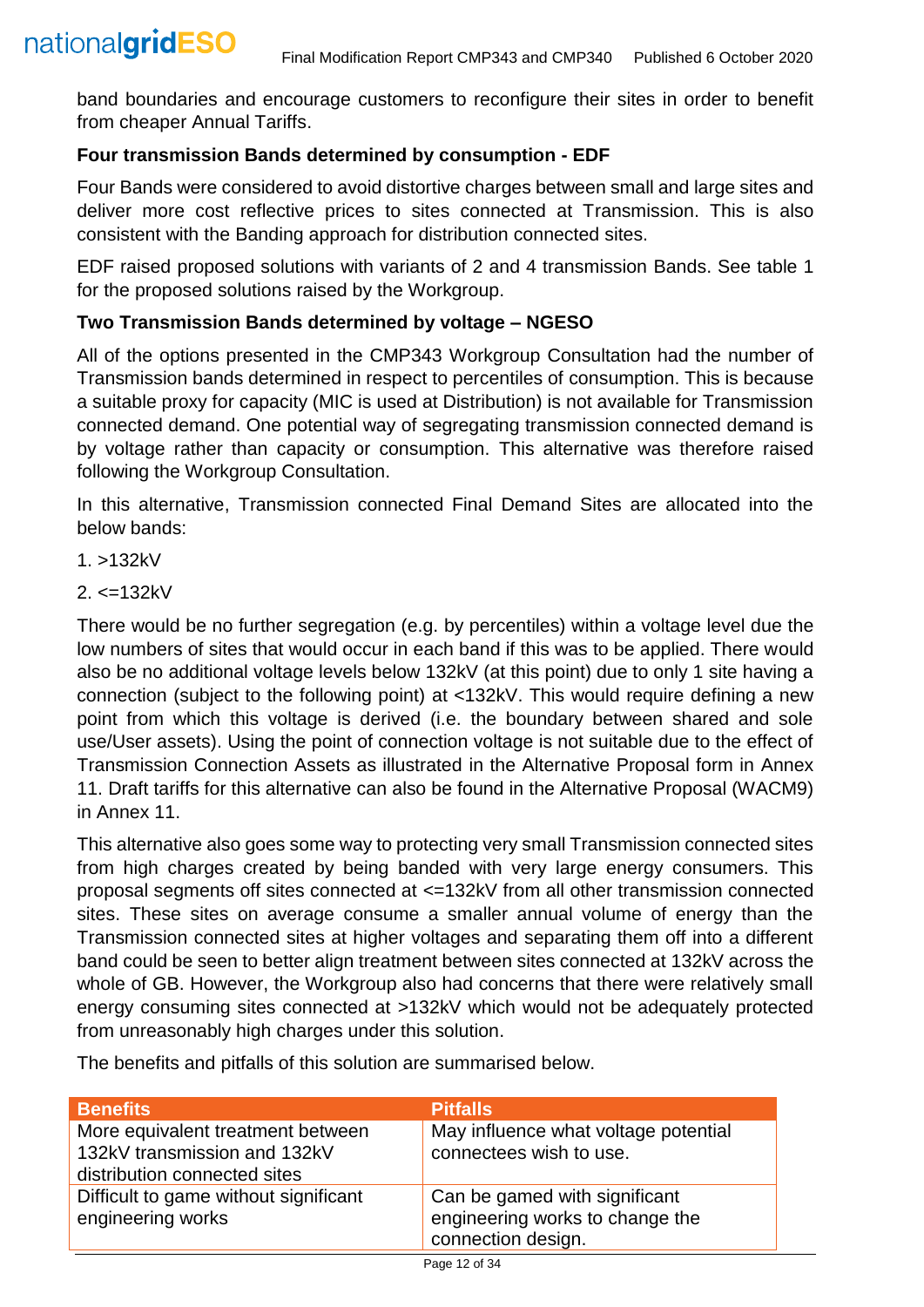band boundaries and encourage customers to reconfigure their sites in order to benefit from cheaper Annual Tariffs.

**Four transmission Bands determined by consumption - EDF**

Four Bands were considered to avoid distortive charges between small and large sites and deliver more cost reflective prices to sites connected at Transmission. This is also consistent with the Banding approach for distribution connected sites.

EDF raised proposed solutions with variants of 2 and 4 transmission Bands. See table 1 for the proposed solutions raised by the Workgroup.

**Two Transmission Bands determined by voltage – NGESO**

All of the options presented in the CMP343 Workgroup Consultation had the number of Transmission bands determined in respect to percentiles of consumption. This is because a suitable proxy for capacity (MIC is used at Distribution) is not available for Transmission connected demand. One potential way of segregating transmission connected demand is by voltage rather than capacity or consumption. This alternative was therefore raised following the Workgroup Consultation.

In this alternative, Transmission connected Final Demand Sites are allocated into the below bands:

1. >132kV
2. <=132kV

There would be no further segregation (e.g. by percentiles) within a voltage level due the low numbers of sites that would occur in each band if this was to be applied. There would also be no additional voltage levels below 132kV (at this point) due to only 1 site having a connection (subject to the following point) at <132kV. This would require defining a new point from which this voltage is derived (i.e. the boundary between shared and sole use/User assets). Using the point of connection voltage is not suitable due to the effect of Transmission Connection Assets as illustrated in the Alternative Proposal form in Annex 11. Draft tariffs for this alternative can also be found in the Alternative Proposal (WACM9) in Annex 11.

This alternative also goes some way to protecting very small Transmission connected sites from high charges created by being banded with very large energy consumers. This proposal segments off sites connected at <=132kV from all other transmission connected sites. These sites on average consume a smaller annual volume of energy than the Transmission connected sites at higher voltages and separating them off into a different band could be seen to better align treatment between sites connected at 132kV across the whole of GB. However, the Workgroup also had concerns that there were relatively small energy consuming sites connected at >132kV which would not be adequately protected from unreasonably high charges under this solution.

The benefits and pitfalls of this solution are summarised below.

| Benefits | Pitfalls |
|---|---|
| More equivalent treatment between 132kV transmission and 132kV distribution connected sites | May influence what voltage potential connectees wish to use. |
| Difficult to game without significant engineering works | Can be gamed with significant engineering works to change the connection design. |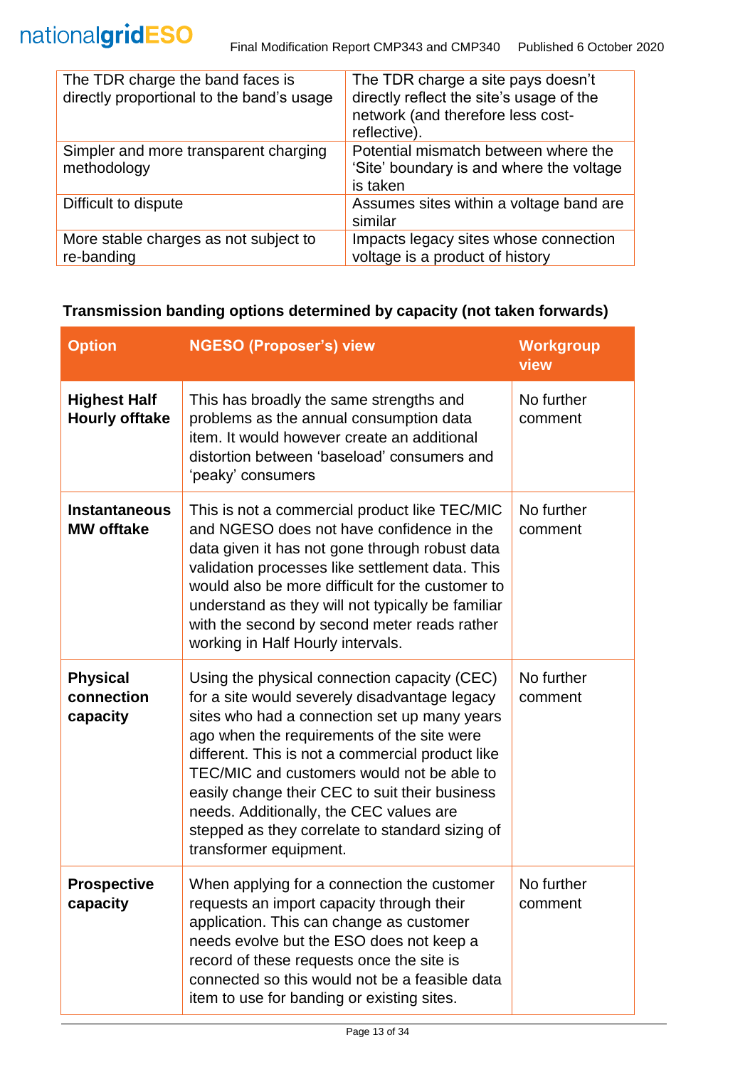| | |
|---|---|
| The TDR charge the band faces is directly proportional to the band's usage | The TDR charge a site pays doesn't directly reflect the site's usage of the network (and therefore less cost-reflective). |
| Simpler and more transparent charging methodology | Potential mismatch between where the 'Site' boundary is and where the voltage is taken |
| Difficult to dispute | Assumes sites within a voltage band are similar |
| More stable charges as not subject to re-banding | Impacts legacy sites whose connection voltage is a product of history |

**Transmission banding options determined by capacity (not taken forwards)**

| Option | NGESO (Proposer's) view | Workgroup view |
|---|---|---|
| **Highest Half Hourly offtake** | This has broadly the same strengths and problems as the annual consumption data item. It would however create an additional distortion between 'baseload' consumers and 'peaky' consumers | No further comment |
| **Instantaneous MW offtake** | This is not a commercial product like TEC/MIC and NGESO does not have confidence in the data given it has not gone through robust data validation processes like settlement data. This would also be more difficult for the customer to understand as they will not typically be familiar with the second by second meter reads rather working in Half Hourly intervals. | No further comment |
| **Physical connection capacity** | Using the physical connection capacity (CEC) for a site would severely disadvantage legacy sites who had a connection set up many years ago when the requirements of the site were different. This is not a commercial product like TEC/MIC and customers would not be able to easily change their CEC to suit their business needs. Additionally, the CEC values are stepped as they correlate to standard sizing of transformer equipment. | No further comment |
| **Prospective capacity** | When applying for a connection the customer requests an import capacity through their application. This can change as customer needs evolve but the ESO does not keep a record of these requests once the site is connected so this would not be a feasible data item to use for banding or existing sites. | No further comment |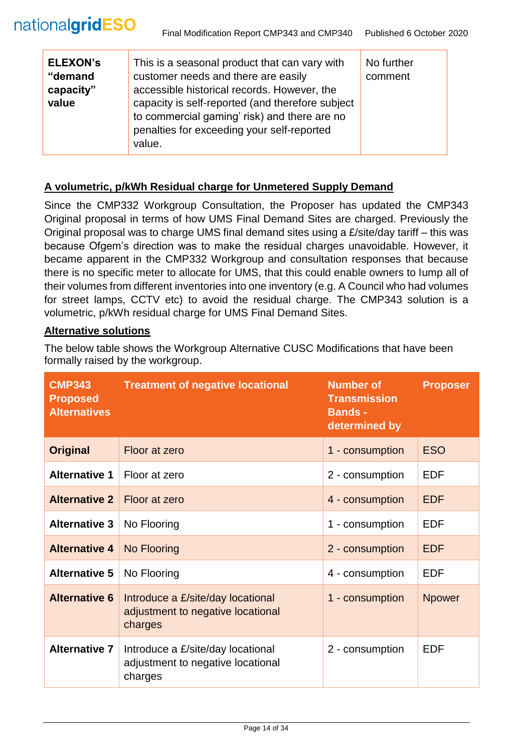| ELEXON's "demand capacity" value | This is a seasonal product that can vary with customer needs and there are easily accessible historical records. However, the capacity is self-reported (and therefore subject to commercial gaming' risk) and there are no penalties for exceeding your self-reported value. | No further comment |
|---|---|---|

**A volumetric, p/kWh Residual charge for Unmetered Supply Demand**

Since the CMP332 Workgroup Consultation, the Proposer has updated the CMP343 Original proposal in terms of how UMS Final Demand Sites are charged. Previously the Original proposal was to charge UMS final demand sites using a £/site/day tariff – this was because Ofgem's direction was to make the residual charges unavoidable. However, it became apparent in the CMP332 Workgroup and consultation responses that because there is no specific meter to allocate for UMS, that this could enable owners to lump all of their volumes from different inventories into one inventory (e.g. A Council who had volumes for street lamps, CCTV etc) to avoid the residual charge. The CMP343 solution is a volumetric, p/kWh residual charge for UMS Final Demand Sites.

**Alternative solutions**

The below table shows the Workgroup Alternative CUSC Modifications that have been formally raised by the workgroup.

| CMP343 Proposed Alternatives | Treatment of negative locational | Number of Transmission Bands - determined by | Proposer |
|---|---|---|---|
| **Original** | Floor at zero | 1 - consumption | ESO |
| **Alternative 1** | Floor at zero | 2 - consumption | EDF |
| **Alternative 2** | Floor at zero | 4 - consumption | EDF |
| **Alternative 3** | No Flooring | 1 - consumption | EDF |
| **Alternative 4** | No Flooring | 2 - consumption | EDF |
| **Alternative 5** | No Flooring | 4 - consumption | EDF |
| **Alternative 6** | Introduce a £/site/day locational adjustment to negative locational charges | 1 - consumption | Npower |
| **Alternative 7** | Introduce a £/site/day locational adjustment to negative locational charges | 2 - consumption | EDF |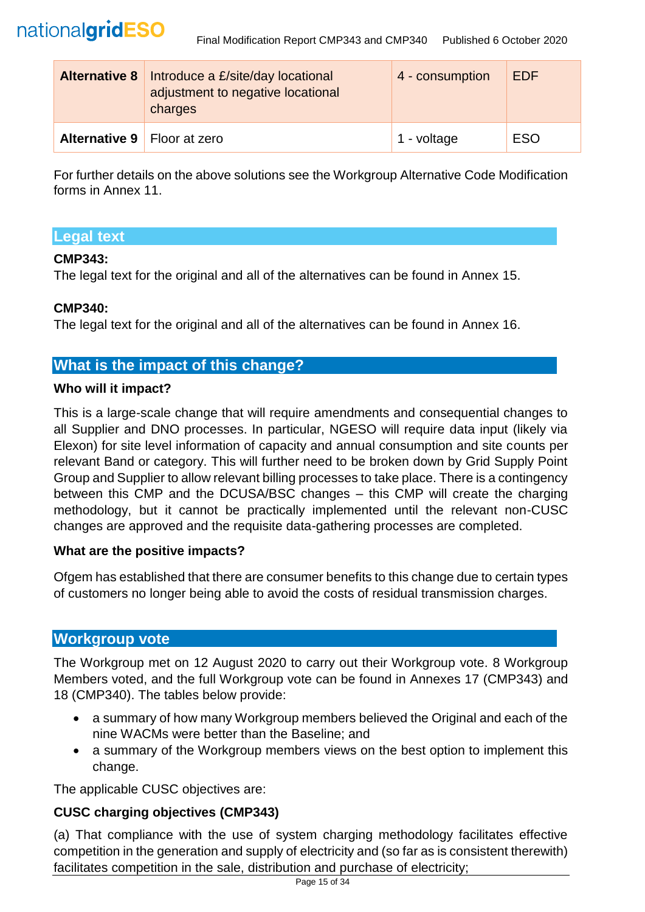| Alternative 8 | Introduce a £/site/day locational adjustment to negative locational charges | 4 - consumption | EDF |
|---|---|---|---|
| Alternative 9 | Floor at zero | 1 - voltage | ESO |

For further details on the above solutions see the Workgroup Alternative Code Modification forms in Annex 11.

## Legal text

**CMP343:**
The legal text for the original and all of the alternatives can be found in Annex 15.

**CMP340:**
The legal text for the original and all of the alternatives can be found in Annex 16.

## What is the impact of this change?

### Who will it impact?

This is a large-scale change that will require amendments and consequential changes to all Supplier and DNO processes. In particular, NGESO will require data input (likely via Elexon) for site level information of capacity and annual consumption and site counts per relevant Band or category. This will further need to be broken down by Grid Supply Point Group and Supplier to allow relevant billing processes to take place. There is a contingency between this CMP and the DCUSA/BSC changes – this CMP will create the charging methodology, but it cannot be practically implemented until the relevant non-CUSC changes are approved and the requisite data-gathering processes are completed.

### What are the positive impacts?

Ofgem has established that there are consumer benefits to this change due to certain types of customers no longer being able to avoid the costs of residual transmission charges.

## Workgroup vote

The Workgroup met on 12 August 2020 to carry out their Workgroup vote. 8 Workgroup Members voted, and the full Workgroup vote can be found in Annexes 17 (CMP343) and 18 (CMP340). The tables below provide:

- a summary of how many Workgroup members believed the Original and each of the nine WACMs were better than the Baseline; and
- a summary of the Workgroup members views on the best option to implement this change.

The applicable CUSC objectives are:

**CUSC charging objectives (CMP343)**

(a) That compliance with the use of system charging methodology facilitates effective competition in the generation and supply of electricity and (so far as is consistent therewith) facilitates competition in the sale, distribution and purchase of electricity;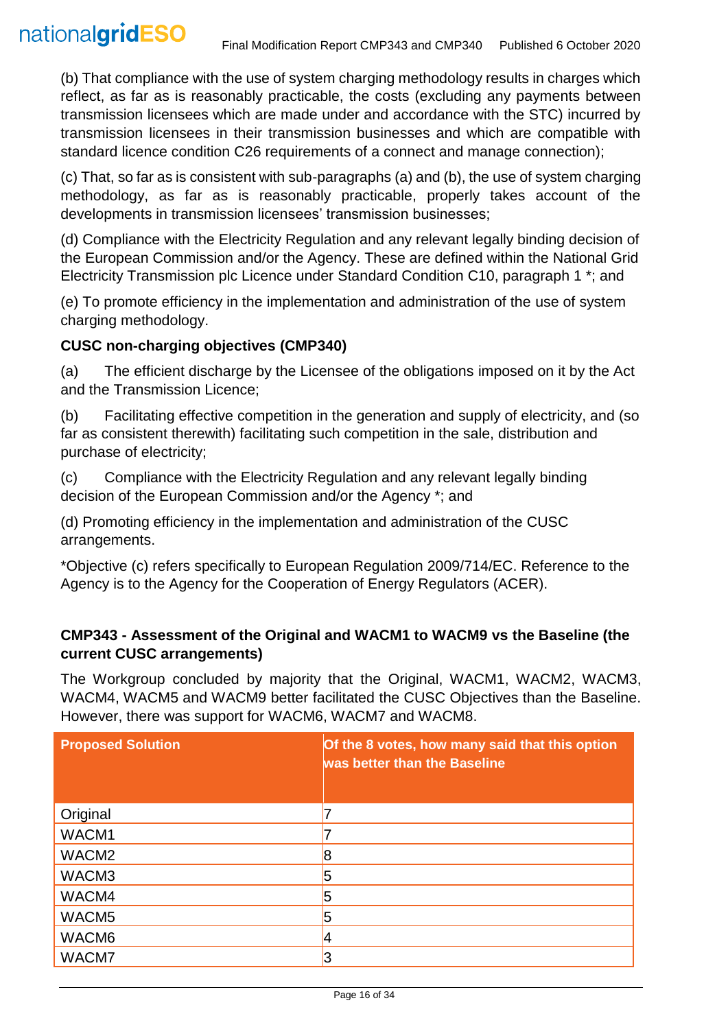(b) That compliance with the use of system charging methodology results in charges which reflect, as far as is reasonably practicable, the costs (excluding any payments between transmission licensees which are made under and accordance with the STC) incurred by transmission licensees in their transmission businesses and which are compatible with standard licence condition C26 requirements of a connect and manage connection);

(c) That, so far as is consistent with sub-paragraphs (a) and (b), the use of system charging methodology, as far as is reasonably practicable, properly takes account of the developments in transmission licensees' transmission businesses;

(d) Compliance with the Electricity Regulation and any relevant legally binding decision of the European Commission and/or the Agency. These are defined within the National Grid Electricity Transmission plc Licence under Standard Condition C10, paragraph 1 *; and

(e) To promote efficiency in the implementation and administration of the use of system charging methodology.

**CUSC non-charging objectives (CMP340)**

(a) The efficient discharge by the Licensee of the obligations imposed on it by the Act and the Transmission Licence;

(b) Facilitating effective competition in the generation and supply of electricity, and (so far as consistent therewith) facilitating such competition in the sale, distribution and purchase of electricity;

(c) Compliance with the Electricity Regulation and any relevant legally binding decision of the European Commission and/or the Agency *; and

(d) Promoting efficiency in the implementation and administration of the CUSC arrangements.

*Objective (c) refers specifically to European Regulation 2009/714/EC. Reference to the Agency is to the Agency for the Cooperation of Energy Regulators (ACER).

### CMP343 - Assessment of the Original and WACM1 to WACM9 vs the Baseline (the current CUSC arrangements)

The Workgroup concluded by majority that the Original, WACM1, WACM2, WACM3, WACM4, WACM5 and WACM9 better facilitated the CUSC Objectives than the Baseline. However, there was support for WACM6, WACM7 and WACM8.

| Proposed Solution | Of the 8 votes, how many said that this option was better than the Baseline |
|---|---|
| Original | 7 |
| WACM1 | 7 |
| WACM2 | 8 |
| WACM3 | 5 |
| WACM4 | 5 |
| WACM5 | 5 |
| WACM6 | 4 |
| WACM7 | 3 |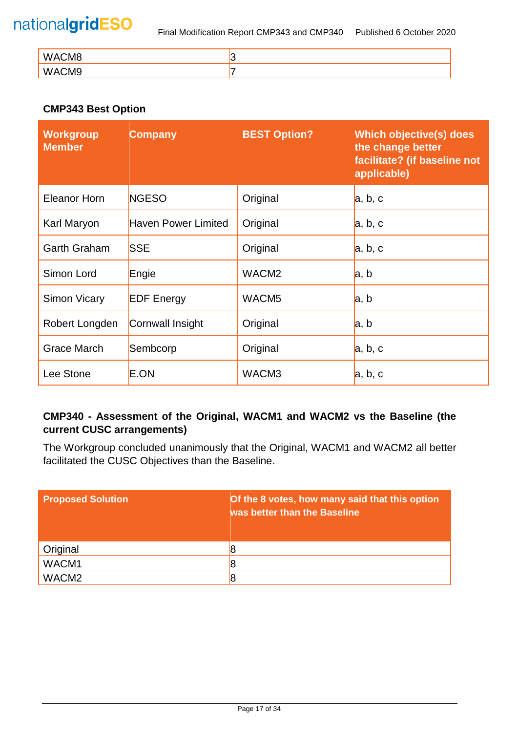| WACM8 | 3 |
|---|---|
| WACM9 | 7 |

**CMP343 Best Option**

| Workgroup Member | Company | BEST Option? | Which objective(s) does the change better facilitate? (if baseline not applicable) |
|---|---|---|---|
| Eleanor Horn | NGESO | Original | a, b, c |
| Karl Maryon | Haven Power Limited | Original | a, b, c |
| Garth Graham | SSE | Original | a, b, c |
| Simon Lord | Engie | WACM2 | a, b |
| Simon Vicary | EDF Energy | WACM5 | a, b |
| Robert Longden | Cornwall Insight | Original | a, b |
| Grace March | Sembcorp | Original | a, b, c |
| Lee Stone | E.ON | WACM3 | a, b, c |

**CMP340 - Assessment of the Original, WACM1 and WACM2 vs the Baseline (the current CUSC arrangements)**

The Workgroup concluded unanimously that the Original, WACM1 and WACM2 all better facilitated the CUSC Objectives than the Baseline.

| Proposed Solution | Of the 8 votes, how many said that this option was better than the Baseline |
|---|---|
| Original | 8 |
| WACM1 | 8 |
| WACM2 | 8 |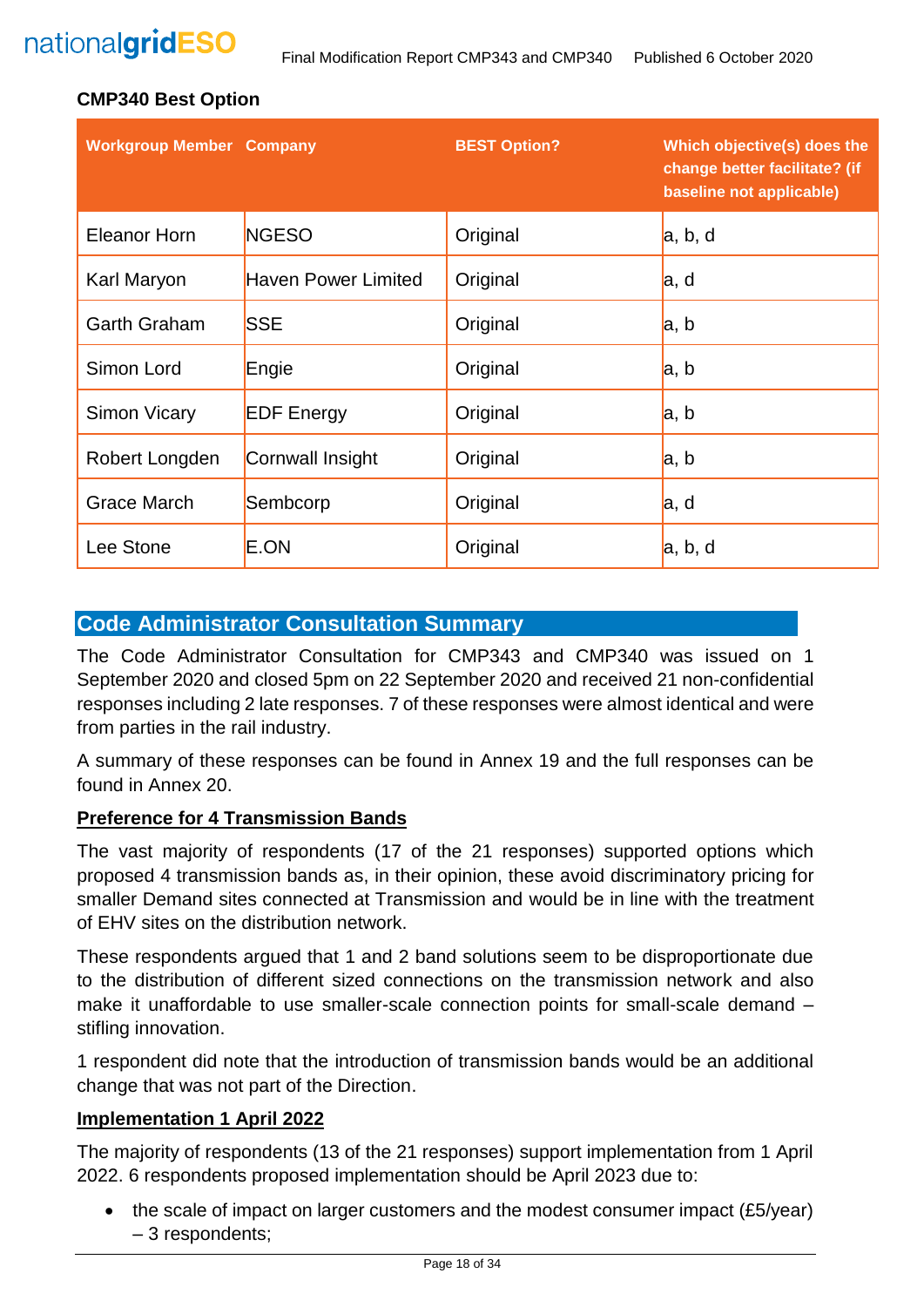**CMP340 Best Option**

| Workgroup Member | Company | BEST Option? | Which objective(s) does the change better facilitate? (if baseline not applicable) |
|---|---|---|---|
| Eleanor Horn | NGESO | Original | a, b, d |
| Karl Maryon | Haven Power Limited | Original | a, d |
| Garth Graham | SSE | Original | a, b |
| Simon Lord | Engie | Original | a, b |
| Simon Vicary | EDF Energy | Original | a, b |
| Robert Longden | Cornwall Insight | Original | a, b |
| Grace March | Sembcorp | Original | a, d |
| Lee Stone | E.ON | Original | a, b, d |

## Code Administrator Consultation Summary

The Code Administrator Consultation for CMP343 and CMP340 was issued on 1 September 2020 and closed 5pm on 22 September 2020 and received 21 non-confidential responses including 2 late responses. 7 of these responses were almost identical and were from parties in the rail industry.

A summary of these responses can be found in Annex 19 and the full responses can be found in Annex 20.

**Preference for 4 Transmission Bands**

The vast majority of respondents (17 of the 21 responses) supported options which proposed 4 transmission bands as, in their opinion, these avoid discriminatory pricing for smaller Demand sites connected at Transmission and would be in line with the treatment of EHV sites on the distribution network.

These respondents argued that 1 and 2 band solutions seem to be disproportionate due to the distribution of different sized connections on the transmission network and also make it unaffordable to use smaller-scale connection points for small-scale demand – stifling innovation.

1 respondent did note that the introduction of transmission bands would be an additional change that was not part of the Direction.

**Implementation 1 April 2022**

The majority of respondents (13 of the 21 responses) support implementation from 1 April 2022. 6 respondents proposed implementation should be April 2023 due to:

- the scale of impact on larger customers and the modest consumer impact (£5/year) – 3 respondents;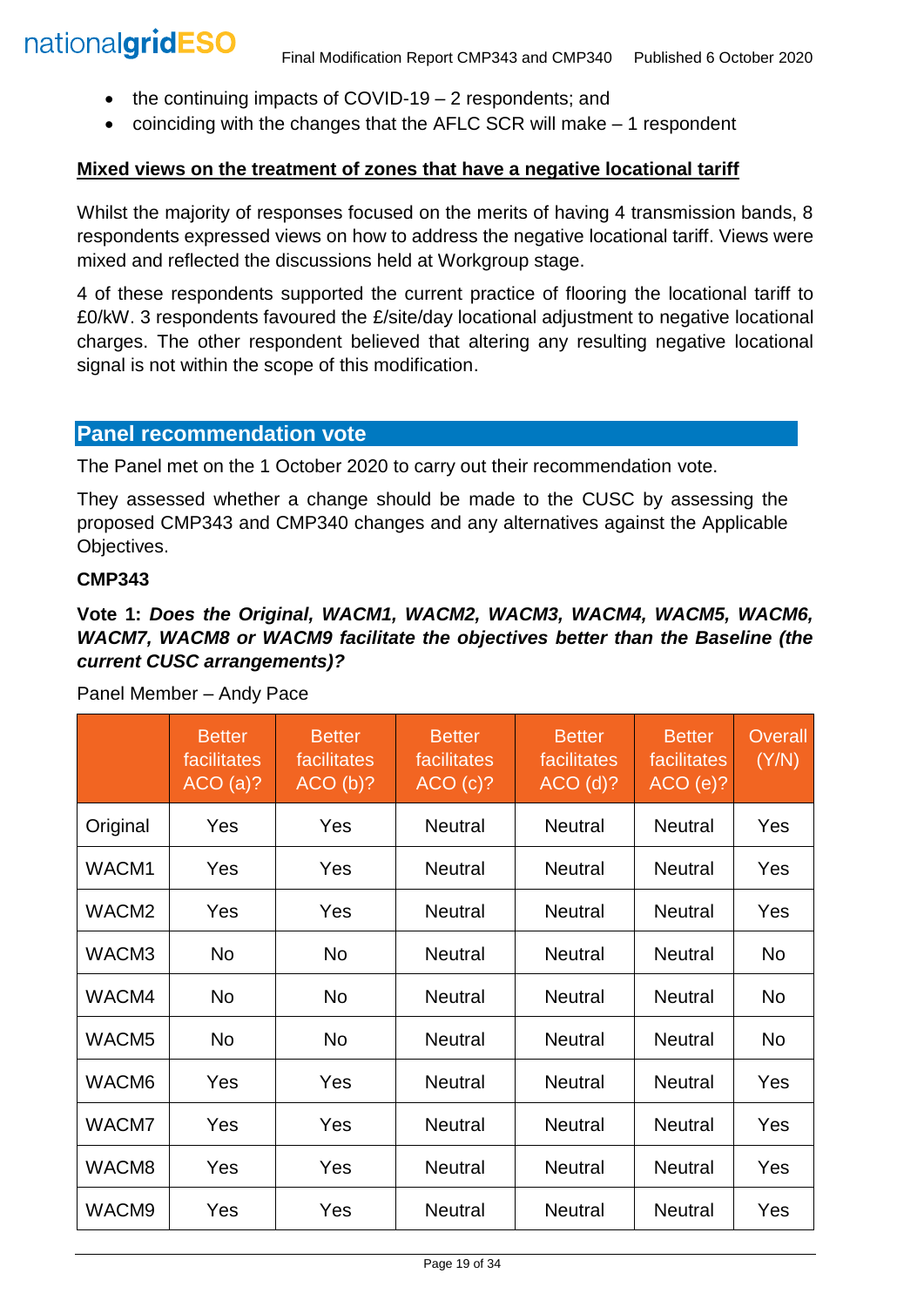- the continuing impacts of COVID-19 – 2 respondents; and
- coinciding with the changes that the AFLC SCR will make – 1 respondent

**Mixed views on the treatment of zones that have a negative locational tariff**

Whilst the majority of responses focused on the merits of having 4 transmission bands, 8 respondents expressed views on how to address the negative locational tariff. Views were mixed and reflected the discussions held at Workgroup stage.

4 of these respondents supported the current practice of flooring the locational tariff to £0/kW. 3 respondents favoured the £/site/day locational adjustment to negative locational charges. The other respondent believed that altering any resulting negative locational signal is not within the scope of this modification.

## Panel recommendation vote

The Panel met on the 1 October 2020 to carry out their recommendation vote.

They assessed whether a change should be made to the CUSC by assessing the proposed CMP343 and CMP340 changes and any alternatives against the Applicable Objectives.

**CMP343**

**Vote 1: *Does the Original, WACM1, WACM2, WACM3, WACM4, WACM5, WACM6, WACM7, WACM8 or WACM9 facilitate the objectives better than the Baseline (the current CUSC arrangements)?***

Panel Member – Andy Pace

| | Better facilitates ACO (a)? | Better facilitates ACO (b)? | Better facilitates ACO (c)? | Better facilitates ACO (d)? | Better facilitates ACO (e)? | Overall (Y/N) |
|---|---|---|---|---|---|---|
| Original | Yes | Yes | Neutral | Neutral | Neutral | Yes |
| WACM1 | Yes | Yes | Neutral | Neutral | Neutral | Yes |
| WACM2 | Yes | Yes | Neutral | Neutral | Neutral | Yes |
| WACM3 | No | No | Neutral | Neutral | Neutral | No |
| WACM4 | No | No | Neutral | Neutral | Neutral | No |
| WACM5 | No | No | Neutral | Neutral | Neutral | No |
| WACM6 | Yes | Yes | Neutral | Neutral | Neutral | Yes |
| WACM7 | Yes | Yes | Neutral | Neutral | Neutral | Yes |
| WACM8 | Yes | Yes | Neutral | Neutral | Neutral | Yes |
| WACM9 | Yes | Yes | Neutral | Neutral | Neutral | Yes |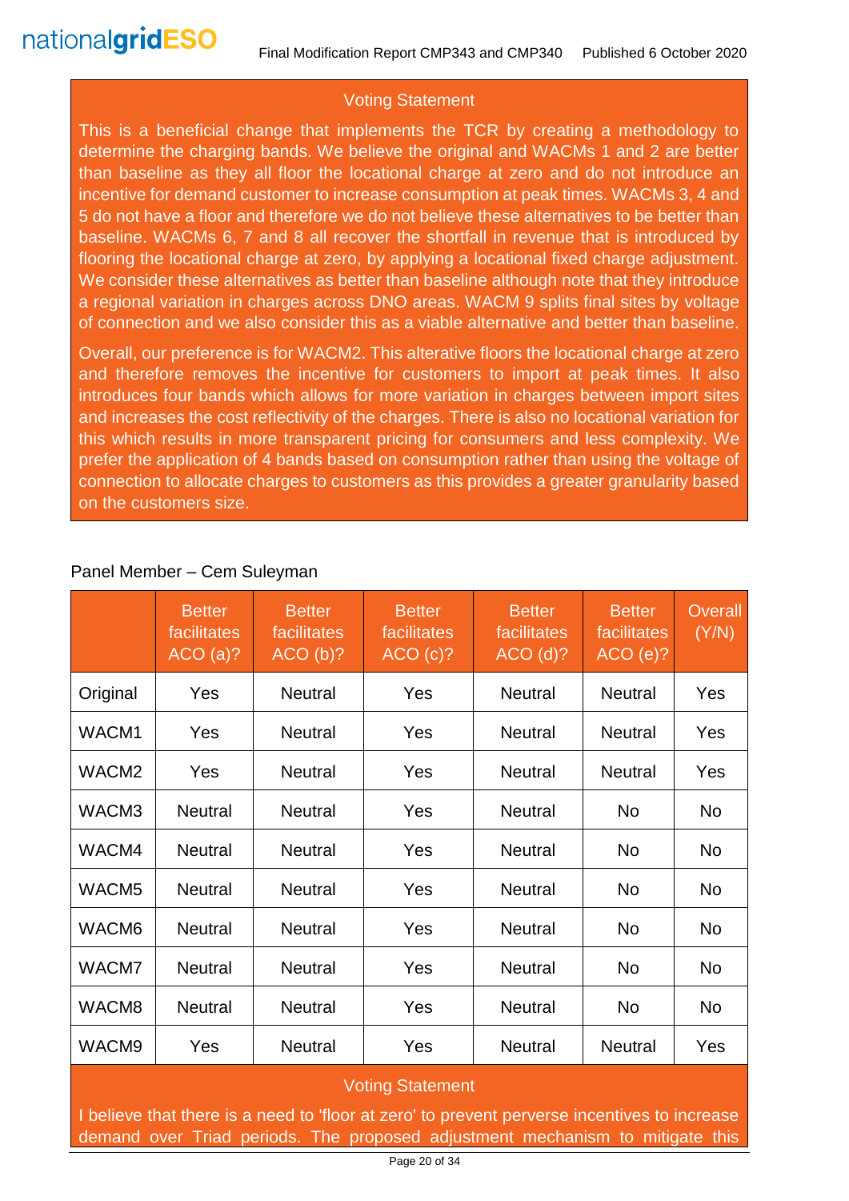**Voting Statement**

This is a beneficial change that implements the TCR by creating a methodology to determine the charging bands. We believe the original and WACMs 1 and 2 are better than baseline as they all floor the locational charge at zero and do not introduce an incentive for demand customer to increase consumption at peak times. WACMs 3, 4 and 5 do not have a floor and therefore we do not believe these alternatives to be better than baseline. WACMs 6, 7 and 8 all recover the shortfall in revenue that is introduced by flooring the locational charge at zero, by applying a locational fixed charge adjustment. We consider these alternatives as better than baseline although note that they introduce a regional variation in charges across DNO areas. WACM 9 splits final sites by voltage of connection and we also consider this as a viable alternative and better than baseline.

Overall, our preference is for WACM2. This alterative floors the locational charge at zero and therefore removes the incentive for customers to import at peak times. It also introduces four bands which allows for more variation in charges between import sites and increases the cost reflectivity of the charges. There is also no locational variation for this which results in more transparent pricing for consumers and less complexity. We prefer the application of 4 bands based on consumption rather than using the voltage of connection to allocate charges to customers as this provides a greater granularity based on the customers size.

Panel Member – Cem Suleyman

| | Better facilitates ACO (a)? | Better facilitates ACO (b)? | Better facilitates ACO (c)? | Better facilitates ACO (d)? | Better facilitates ACO (e)? | Overall (Y/N) |
|---|---|---|---|---|---|---|
| Original | Yes | Neutral | Yes | Neutral | Neutral | Yes |
| WACM1 | Yes | Neutral | Yes | Neutral | Neutral | Yes |
| WACM2 | Yes | Neutral | Yes | Neutral | Neutral | Yes |
| WACM3 | Neutral | Neutral | Yes | Neutral | No | No |
| WACM4 | Neutral | Neutral | Yes | Neutral | No | No |
| WACM5 | Neutral | Neutral | Yes | Neutral | No | No |
| WACM6 | Neutral | Neutral | Yes | Neutral | No | No |
| WACM7 | Neutral | Neutral | Yes | Neutral | No | No |
| WACM8 | Neutral | Neutral | Yes | Neutral | No | No |
| WACM9 | Yes | Neutral | Yes | Neutral | Neutral | Yes |

**Voting Statement**

I believe that there is a need to 'floor at zero' to prevent perverse incentives to increase demand over Triad periods. The proposed adjustment mechanism to mitigate this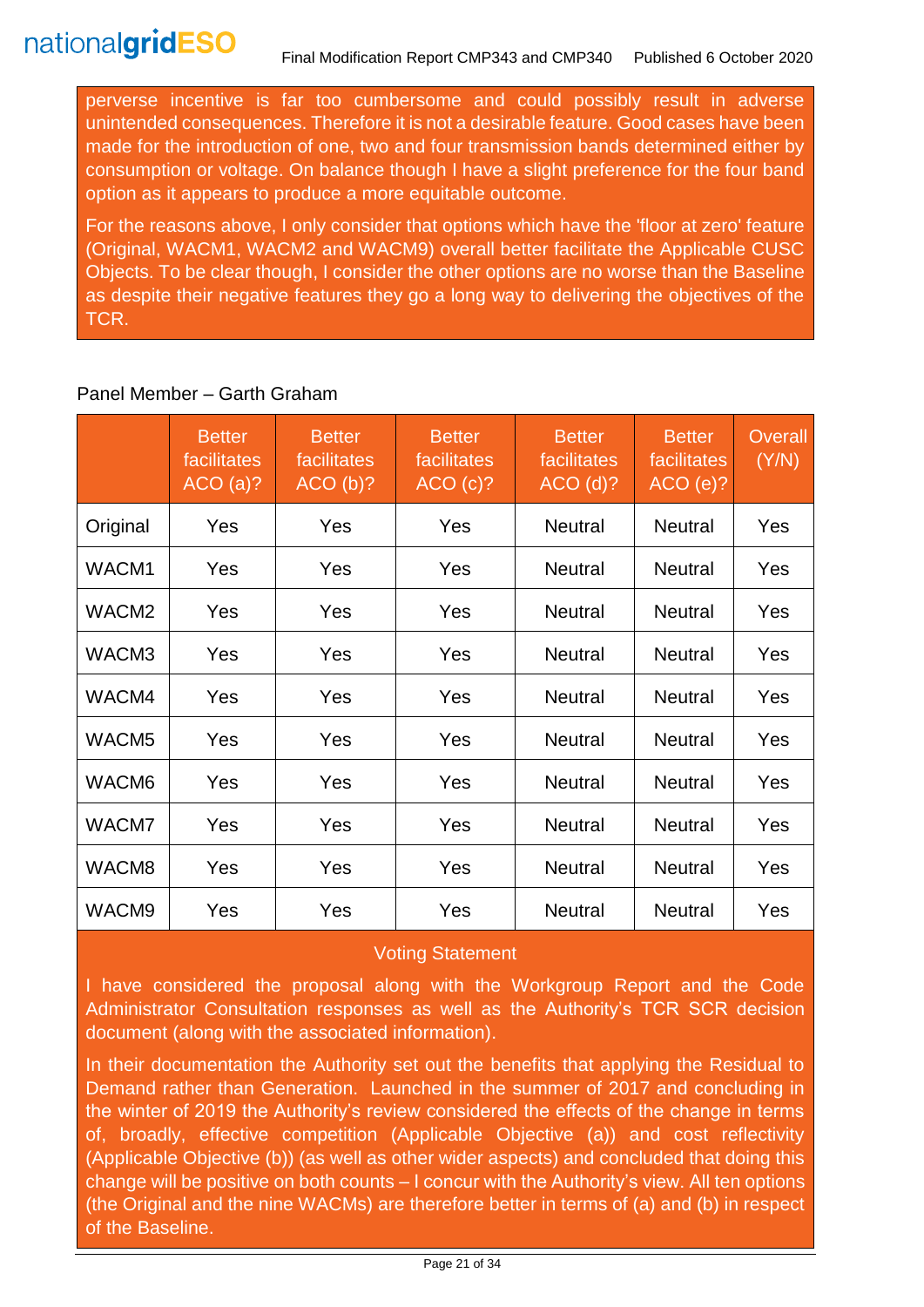perverse incentive is far too cumbersome and could possibly result in adverse unintended consequences. Therefore it is not a desirable feature. Good cases have been made for the introduction of one, two and four transmission bands determined either by consumption or voltage. On balance though I have a slight preference for the four band option as it appears to produce a more equitable outcome.

For the reasons above, I only consider that options which have the 'floor at zero' feature (Original, WACM1, WACM2 and WACM9) overall better facilitate the Applicable CUSC Objects. To be clear though, I consider the other options are no worse than the Baseline as despite their negative features they go a long way to delivering the objectives of the TCR.

Panel Member – Garth Graham

| | Better facilitates ACO (a)? | Better facilitates ACO (b)? | Better facilitates ACO (c)? | Better facilitates ACO (d)? | Better facilitates ACO (e)? | Overall (Y/N) |
|---|---|---|---|---|---|---|
| Original | Yes | Yes | Yes | Neutral | Neutral | Yes |
| WACM1 | Yes | Yes | Yes | Neutral | Neutral | Yes |
| WACM2 | Yes | Yes | Yes | Neutral | Neutral | Yes |
| WACM3 | Yes | Yes | Yes | Neutral | Neutral | Yes |
| WACM4 | Yes | Yes | Yes | Neutral | Neutral | Yes |
| WACM5 | Yes | Yes | Yes | Neutral | Neutral | Yes |
| WACM6 | Yes | Yes | Yes | Neutral | Neutral | Yes |
| WACM7 | Yes | Yes | Yes | Neutral | Neutral | Yes |
| WACM8 | Yes | Yes | Yes | Neutral | Neutral | Yes |
| WACM9 | Yes | Yes | Yes | Neutral | Neutral | Yes |

Voting Statement

I have considered the proposal along with the Workgroup Report and the Code Administrator Consultation responses as well as the Authority's TCR SCR decision document (along with the associated information).

In their documentation the Authority set out the benefits that applying the Residual to Demand rather than Generation. Launched in the summer of 2017 and concluding in the winter of 2019 the Authority's review considered the effects of the change in terms of, broadly, effective competition (Applicable Objective (a)) and cost reflectivity (Applicable Objective (b)) (as well as other wider aspects) and concluded that doing this change will be positive on both counts – I concur with the Authority's view. All ten options (the Original and the nine WACMs) are therefore better in terms of (a) and (b) in respect of the Baseline.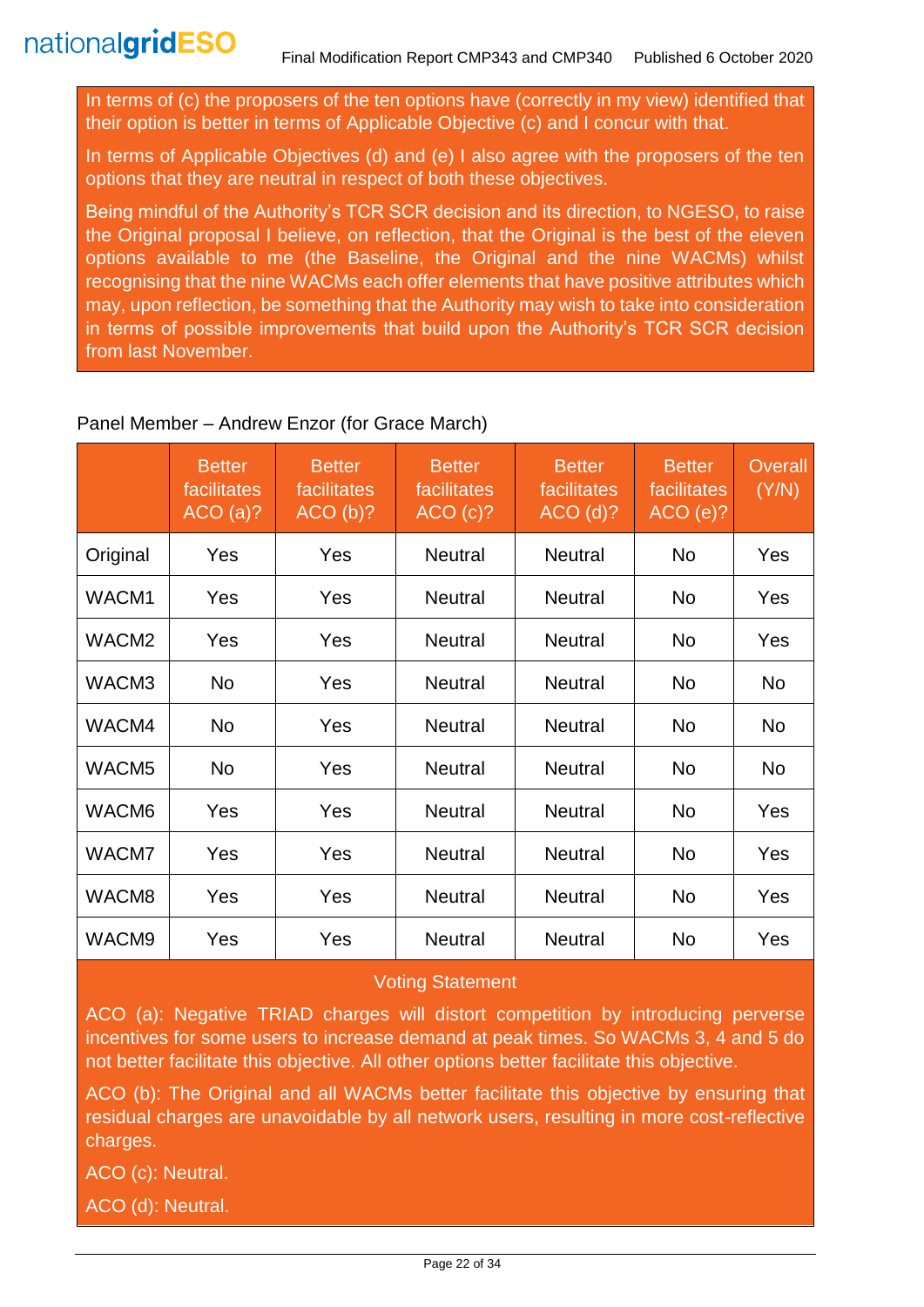In terms of (c) the proposers of the ten options have (correctly in my view) identified that their option is better in terms of Applicable Objective (c) and I concur with that.

In terms of Applicable Objectives (d) and (e) I also agree with the proposers of the ten options that they are neutral in respect of both these objectives.

Being mindful of the Authority's TCR SCR decision and its direction, to NGESO, to raise the Original proposal I believe, on reflection, that the Original is the best of the eleven options available to me (the Baseline, the Original and the nine WACMs) whilst recognising that the nine WACMs each offer elements that have positive attributes which may, upon reflection, be something that the Authority may wish to take into consideration in terms of possible improvements that build upon the Authority's TCR SCR decision from last November.

Panel Member – Andrew Enzor (for Grace March)

| | Better facilitates ACO (a)? | Better facilitates ACO (b)? | Better facilitates ACO (c)? | Better facilitates ACO (d)? | Better facilitates ACO (e)? | Overall (Y/N) |
|---|---|---|---|---|---|---|
| Original | Yes | Yes | Neutral | Neutral | No | Yes |
| WACM1 | Yes | Yes | Neutral | Neutral | No | Yes |
| WACM2 | Yes | Yes | Neutral | Neutral | No | Yes |
| WACM3 | No | Yes | Neutral | Neutral | No | No |
| WACM4 | No | Yes | Neutral | Neutral | No | No |
| WACM5 | No | Yes | Neutral | Neutral | No | No |
| WACM6 | Yes | Yes | Neutral | Neutral | No | Yes |
| WACM7 | Yes | Yes | Neutral | Neutral | No | Yes |
| WACM8 | Yes | Yes | Neutral | Neutral | No | Yes |
| WACM9 | Yes | Yes | Neutral | Neutral | No | Yes |

Voting Statement

ACO (a): Negative TRIAD charges will distort competition by introducing perverse incentives for some users to increase demand at peak times. So WACMs 3, 4 and 5 do not better facilitate this objective. All other options better facilitate this objective.

ACO (b): The Original and all WACMs better facilitate this objective by ensuring that residual charges are unavoidable by all network users, resulting in more cost-reflective charges.

ACO (c): Neutral.

ACO (d): Neutral.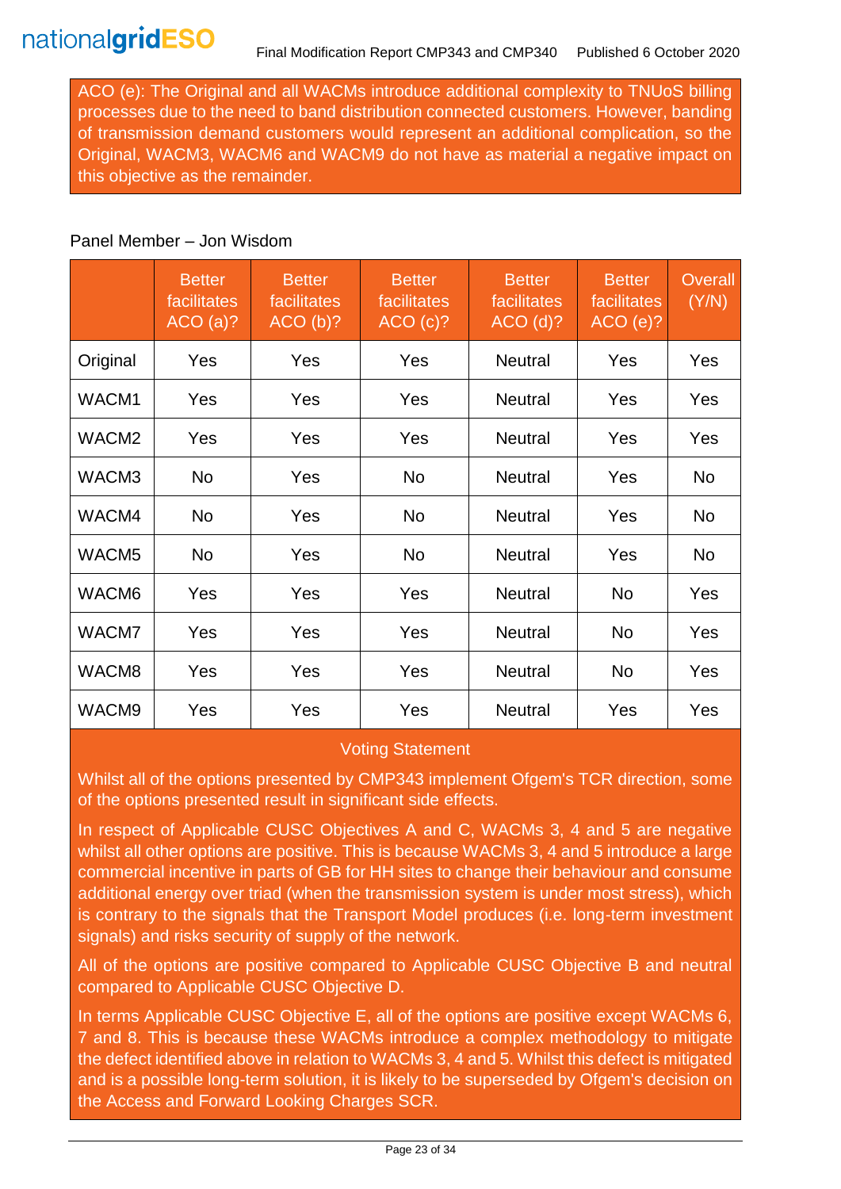ACO (e): The Original and all WACMs introduce additional complexity to TNUoS billing processes due to the need to band distribution connected customers. However, banding of transmission demand customers would represent an additional complication, so the Original, WACM3, WACM6 and WACM9 do not have as material a negative impact on this objective as the remainder.

Panel Member – Jon Wisdom

| | Better facilitates ACO (a)? | Better facilitates ACO (b)? | Better facilitates ACO (c)? | Better facilitates ACO (d)? | Better facilitates ACO (e)? | Overall (Y/N) |
|---|---|---|---|---|---|---|
| Original | Yes | Yes | Yes | Neutral | Yes | Yes |
| WACM1 | Yes | Yes | Yes | Neutral | Yes | Yes |
| WACM2 | Yes | Yes | Yes | Neutral | Yes | Yes |
| WACM3 | No | Yes | No | Neutral | Yes | No |
| WACM4 | No | Yes | No | Neutral | Yes | No |
| WACM5 | No | Yes | No | Neutral | Yes | No |
| WACM6 | Yes | Yes | Yes | Neutral | No | Yes |
| WACM7 | Yes | Yes | Yes | Neutral | No | Yes |
| WACM8 | Yes | Yes | Yes | Neutral | No | Yes |
| WACM9 | Yes | Yes | Yes | Neutral | Yes | Yes |

**Voting Statement**

Whilst all of the options presented by CMP343 implement Ofgem's TCR direction, some of the options presented result in significant side effects.

In respect of Applicable CUSC Objectives A and C, WACMs 3, 4 and 5 are negative whilst all other options are positive. This is because WACMs 3, 4 and 5 introduce a large commercial incentive in parts of GB for HH sites to change their behaviour and consume additional energy over triad (when the transmission system is under most stress), which is contrary to the signals that the Transport Model produces (i.e. long-term investment signals) and risks security of supply of the network.

All of the options are positive compared to Applicable CUSC Objective B and neutral compared to Applicable CUSC Objective D.

In terms Applicable CUSC Objective E, all of the options are positive except WACMs 6, 7 and 8. This is because these WACMs introduce a complex methodology to mitigate the defect identified above in relation to WACMs 3, 4 and 5. Whilst this defect is mitigated and is a possible long-term solution, it is likely to be superseded by Ofgem's decision on the Access and Forward Looking Charges SCR.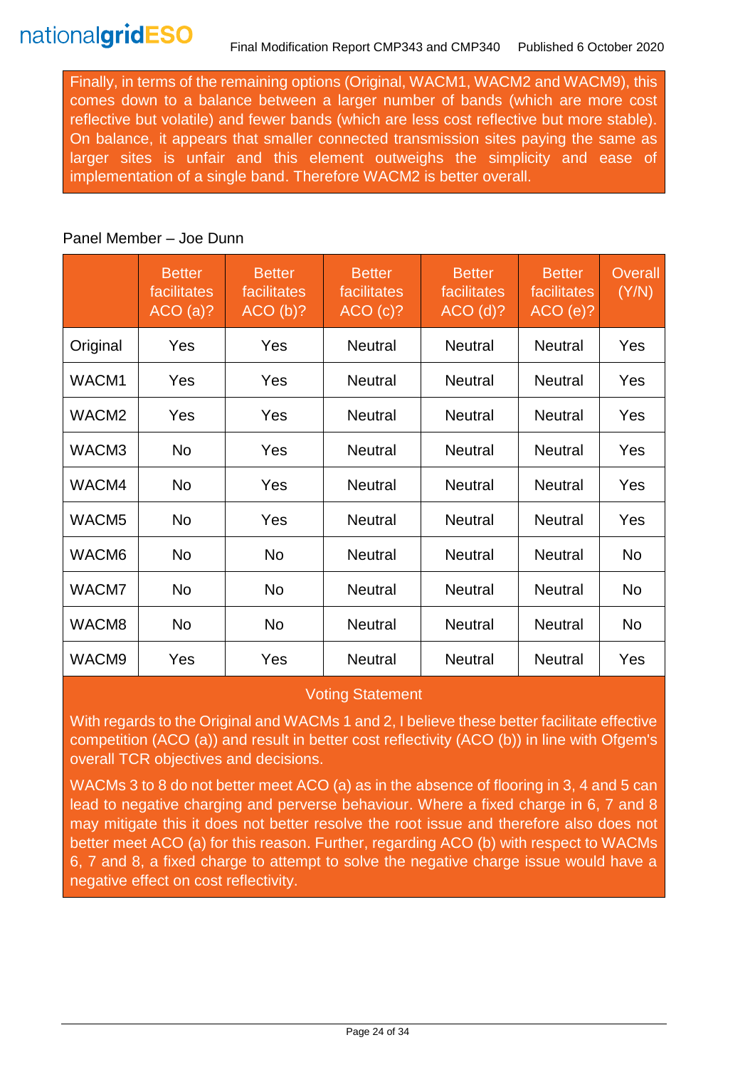Finally, in terms of the remaining options (Original, WACM1, WACM2 and WACM9), this comes down to a balance between a larger number of bands (which are more cost reflective but volatile) and fewer bands (which are less cost reflective but more stable). On balance, it appears that smaller connected transmission sites paying the same as larger sites is unfair and this element outweighs the simplicity and ease of implementation of a single band. Therefore WACM2 is better overall.

Panel Member – Joe Dunn

| | Better facilitates ACO (a)? | Better facilitates ACO (b)? | Better facilitates ACO (c)? | Better facilitates ACO (d)? | Better facilitates ACO (e)? | Overall (Y/N) |
|---|---|---|---|---|---|---|
| Original | Yes | Yes | Neutral | Neutral | Neutral | Yes |
| WACM1 | Yes | Yes | Neutral | Neutral | Neutral | Yes |
| WACM2 | Yes | Yes | Neutral | Neutral | Neutral | Yes |
| WACM3 | No | Yes | Neutral | Neutral | Neutral | Yes |
| WACM4 | No | Yes | Neutral | Neutral | Neutral | Yes |
| WACM5 | No | Yes | Neutral | Neutral | Neutral | Yes |
| WACM6 | No | No | Neutral | Neutral | Neutral | No |
| WACM7 | No | No | Neutral | Neutral | Neutral | No |
| WACM8 | No | No | Neutral | Neutral | Neutral | No |
| WACM9 | Yes | Yes | Neutral | Neutral | Neutral | Yes |

Voting Statement

With regards to the Original and WACMs 1 and 2, I believe these better facilitate effective competition (ACO (a)) and result in better cost reflectivity (ACO (b)) in line with Ofgem's overall TCR objectives and decisions.

WACMs 3 to 8 do not better meet ACO (a) as in the absence of flooring in 3, 4 and 5 can lead to negative charging and perverse behaviour. Where a fixed charge in 6, 7 and 8 may mitigate this it does not better resolve the root issue and therefore also does not better meet ACO (a) for this reason. Further, regarding ACO (b) with respect to WACMs 6, 7 and 8, a fixed charge to attempt to solve the negative charge issue would have a negative effect on cost reflectivity.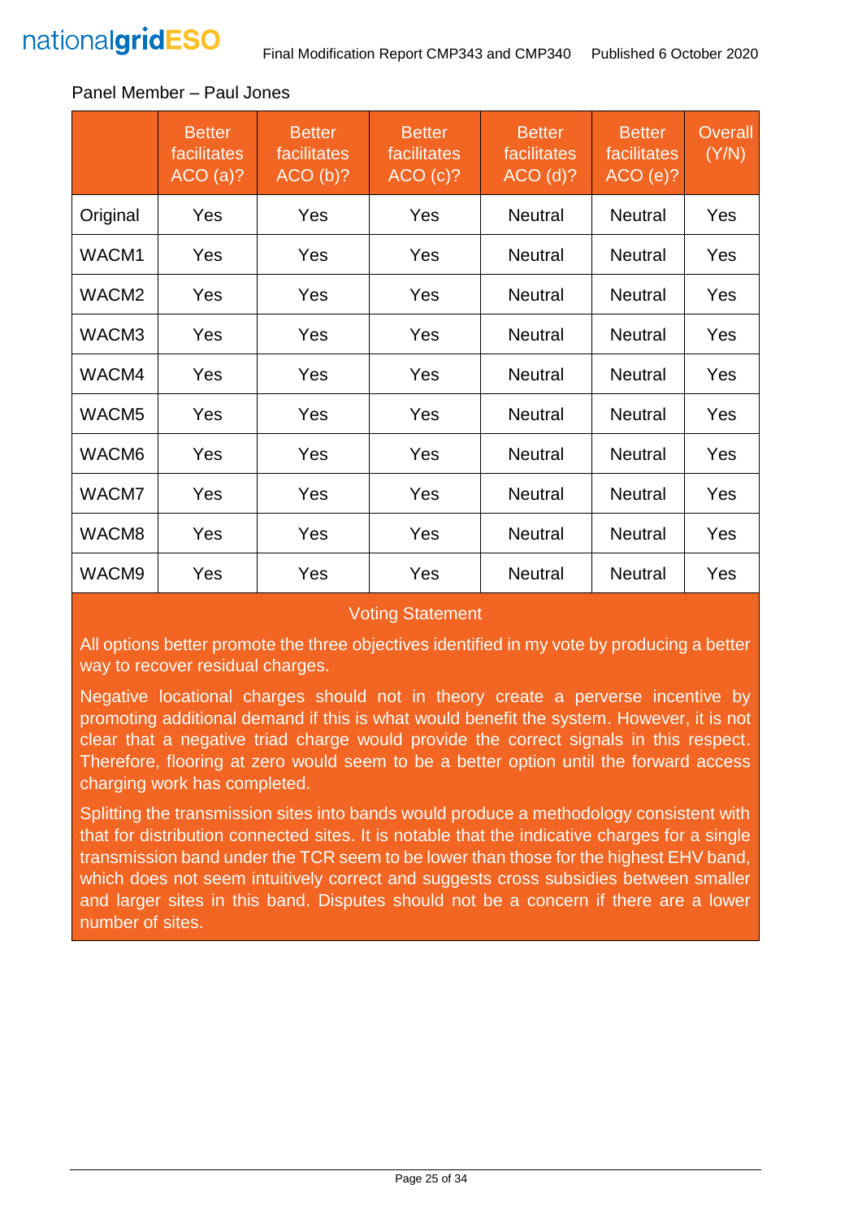Panel Member – Paul Jones

| | Better facilitates ACO (a)? | Better facilitates ACO (b)? | Better facilitates ACO (c)? | Better facilitates ACO (d)? | Better facilitates ACO (e)? | Overall (Y/N) |
|---|---|---|---|---|---|---|
| Original | Yes | Yes | Yes | Neutral | Neutral | Yes |
| WACM1 | Yes | Yes | Yes | Neutral | Neutral | Yes |
| WACM2 | Yes | Yes | Yes | Neutral | Neutral | Yes |
| WACM3 | Yes | Yes | Yes | Neutral | Neutral | Yes |
| WACM4 | Yes | Yes | Yes | Neutral | Neutral | Yes |
| WACM5 | Yes | Yes | Yes | Neutral | Neutral | Yes |
| WACM6 | Yes | Yes | Yes | Neutral | Neutral | Yes |
| WACM7 | Yes | Yes | Yes | Neutral | Neutral | Yes |
| WACM8 | Yes | Yes | Yes | Neutral | Neutral | Yes |
| WACM9 | Yes | Yes | Yes | Neutral | Neutral | Yes |

**Voting Statement**

All options better promote the three objectives identified in my vote by producing a better way to recover residual charges.

Negative locational charges should not in theory create a perverse incentive by promoting additional demand if this is what would benefit the system. However, it is not clear that a negative triad charge would provide the correct signals in this respect. Therefore, flooring at zero would seem to be a better option until the forward access charging work has completed.

Splitting the transmission sites into bands would produce a methodology consistent with that for distribution connected sites. It is notable that the indicative charges for a single transmission band under the TCR seem to be lower than those for the highest EHV band, which does not seem intuitively correct and suggests cross subsidies between smaller and larger sites in this band. Disputes should not be a concern if there are a lower number of sites.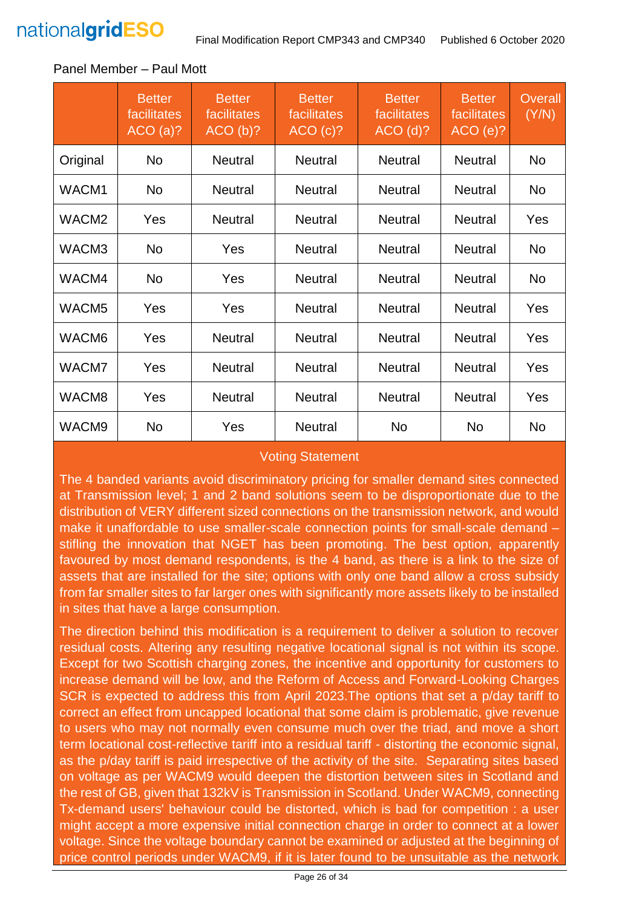Panel Member – Paul Mott

| | Better facilitates ACO (a)? | Better facilitates ACO (b)? | Better facilitates ACO (c)? | Better facilitates ACO (d)? | Better facilitates ACO (e)? | Overall (Y/N) |
|---|---|---|---|---|---|---|
| Original | No | Neutral | Neutral | Neutral | Neutral | No |
| WACM1 | No | Neutral | Neutral | Neutral | Neutral | No |
| WACM2 | Yes | Neutral | Neutral | Neutral | Neutral | Yes |
| WACM3 | No | Yes | Neutral | Neutral | Neutral | No |
| WACM4 | No | Yes | Neutral | Neutral | Neutral | No |
| WACM5 | Yes | Yes | Neutral | Neutral | Neutral | Yes |
| WACM6 | Yes | Neutral | Neutral | Neutral | Neutral | Yes |
| WACM7 | Yes | Neutral | Neutral | Neutral | Neutral | Yes |
| WACM8 | Yes | Neutral | Neutral | Neutral | Neutral | Yes |
| WACM9 | No | Yes | Neutral | No | No | No |

**Voting Statement**

The 4 banded variants avoid discriminatory pricing for smaller demand sites connected at Transmission level; 1 and 2 band solutions seem to be disproportionate due to the distribution of VERY different sized connections on the transmission network, and would make it unaffordable to use smaller-scale connection points for small-scale demand – stifling the innovation that NGET has been promoting. The best option, apparently favoured by most demand respondents, is the 4 band, as there is a link to the size of assets that are installed for the site; options with only one band allow a cross subsidy from far smaller sites to far larger ones with significantly more assets likely to be installed in sites that have a large consumption.

The direction behind this modification is a requirement to deliver a solution to recover residual costs. Altering any resulting negative locational signal is not within its scope. Except for two Scottish charging zones, the incentive and opportunity for customers to increase demand will be low, and the Reform of Access and Forward-Looking Charges SCR is expected to address this from April 2023.The options that set a p/day tariff to correct an effect from uncapped locational that some claim is problematic, give revenue to users who may not normally even consume much over the triad, and move a short term locational cost-reflective tariff into a residual tariff - distorting the economic signal, as the p/day tariff is paid irrespective of the activity of the site. Separating sites based on voltage as per WACM9 would deepen the distortion between sites in Scotland and the rest of GB, given that 132kV is Transmission in Scotland. Under WACM9, connecting Tx-demand users' behaviour could be distorted, which is bad for competition : a user might accept a more expensive initial connection charge in order to connect at a lower voltage. Since the voltage boundary cannot be examined or adjusted at the beginning of price control periods under WACM9, if it is later found to be unsuitable as the network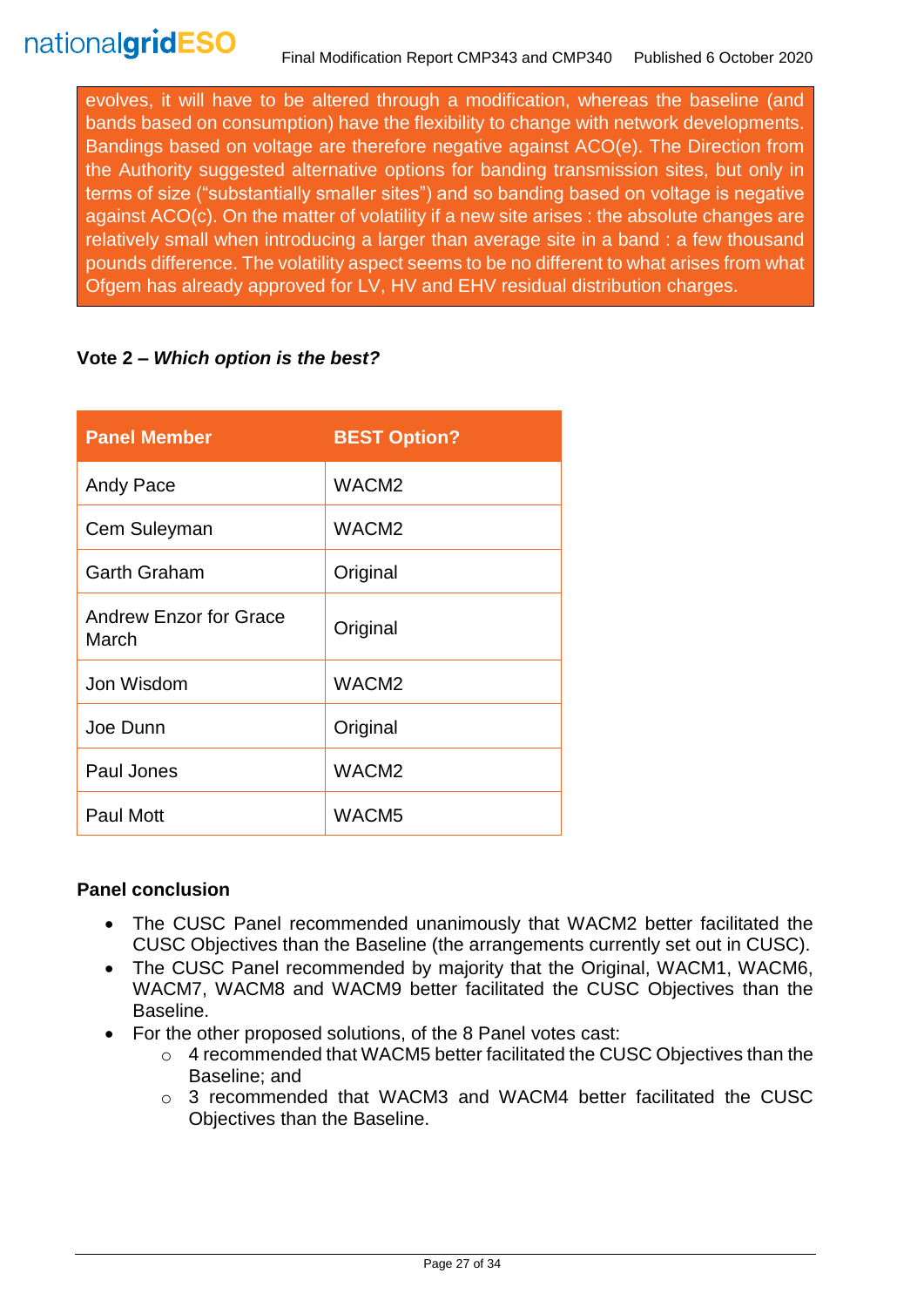evolves, it will have to be altered through a modification, whereas the baseline (and bands based on consumption) have the flexibility to change with network developments. Bandings based on voltage are therefore negative against ACO(e). The Direction from the Authority suggested alternative options for banding transmission sites, but only in terms of size ("substantially smaller sites") and so banding based on voltage is negative against ACO(c). On the matter of volatility if a new site arises : the absolute changes are relatively small when introducing a larger than average site in a band : a few thousand pounds difference. The volatility aspect seems to be no different to what arises from what Ofgem has already approved for LV, HV and EHV residual distribution charges.

**Vote 2 – *Which option is the best?***

| Panel Member | BEST Option? |
| --- | --- |
| Andy Pace | WACM2 |
| Cem Suleyman | WACM2 |
| Garth Graham | Original |
| Andrew Enzor for Grace March | Original |
| Jon Wisdom | WACM2 |
| Joe Dunn | Original |
| Paul Jones | WACM2 |
| Paul Mott | WACM5 |

**Panel conclusion**

- The CUSC Panel recommended unanimously that WACM2 better facilitated the CUSC Objectives than the Baseline (the arrangements currently set out in CUSC).
- The CUSC Panel recommended by majority that the Original, WACM1, WACM6, WACM7, WACM8 and WACM9 better facilitated the CUSC Objectives than the Baseline.
- For the other proposed solutions, of the 8 Panel votes cast:
  - 4 recommended that WACM5 better facilitated the CUSC Objectives than the Baseline; and
  - 3 recommended that WACM3 and WACM4 better facilitated the CUSC Objectives than the Baseline.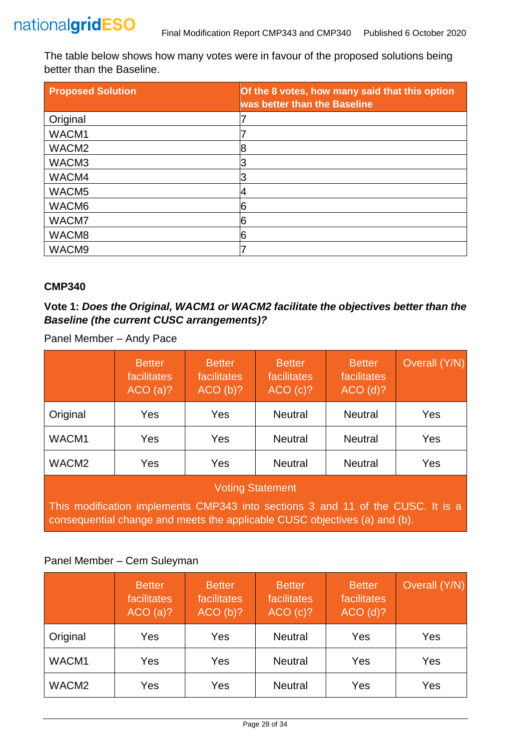The table below shows how many votes were in favour of the proposed solutions being better than the Baseline.

| Proposed Solution | Of the 8 votes, how many said that this option was better than the Baseline |
|---|---|
| Original | 7 |
| WACM1 | 7 |
| WACM2 | 8 |
| WACM3 | 3 |
| WACM4 | 3 |
| WACM5 | 4 |
| WACM6 | 6 |
| WACM7 | 6 |
| WACM8 | 6 |
| WACM9 | 7 |

**CMP340**

**Vote 1:** ***Does the Original, WACM1 or WACM2 facilitate the objectives better than the Baseline (the current CUSC arrangements)?***

Panel Member – Andy Pace

| | Better facilitates ACO (a)? | Better facilitates ACO (b)? | Better facilitates ACO (c)? | Better facilitates ACO (d)? | Overall (Y/N) |
|---|---|---|---|---|---|
| Original | Yes | Yes | Neutral | Neutral | Yes |
| WACM1 | Yes | Yes | Neutral | Neutral | Yes |
| WACM2 | Yes | Yes | Neutral | Neutral | Yes |
| Voting Statement | | | | | |
| This modification implements CMP343 into sections 3 and 11 of the CUSC. It is a consequential change and meets the applicable CUSC objectives (a) and (b). | | | | | |

Panel Member – Cem Suleyman

| | Better facilitates ACO (a)? | Better facilitates ACO (b)? | Better facilitates ACO (c)? | Better facilitates ACO (d)? | Overall (Y/N) |
|---|---|---|---|---|---|
| Original | Yes | Yes | Neutral | Yes | Yes |
| WACM1 | Yes | Yes | Neutral | Yes | Yes |
| WACM2 | Yes | Yes | Neutral | Yes | Yes |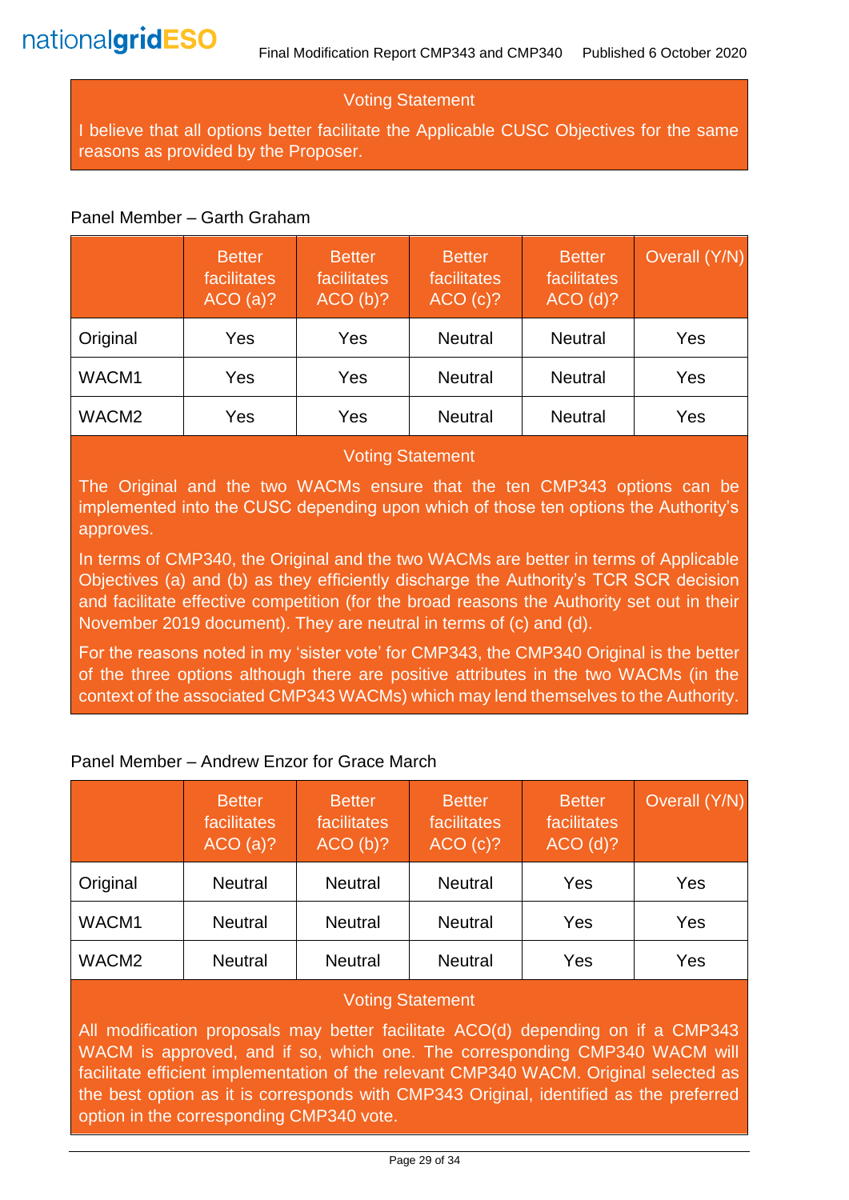Voting Statement

I believe that all options better facilitate the Applicable CUSC Objectives for the same reasons as provided by the Proposer.

Panel Member – Garth Graham

| | Better facilitates ACO (a)? | Better facilitates ACO (b)? | Better facilitates ACO (c)? | Better facilitates ACO (d)? | Overall (Y/N) |
|---|---|---|---|---|---|
| Original | Yes | Yes | Neutral | Neutral | Yes |
| WACM1 | Yes | Yes | Neutral | Neutral | Yes |
| WACM2 | Yes | Yes | Neutral | Neutral | Yes |

Voting Statement

The Original and the two WACMs ensure that the ten CMP343 options can be implemented into the CUSC depending upon which of those ten options the Authority's approves.

In terms of CMP340, the Original and the two WACMs are better in terms of Applicable Objectives (a) and (b) as they efficiently discharge the Authority's TCR SCR decision and facilitate effective competition (for the broad reasons the Authority set out in their November 2019 document). They are neutral in terms of (c) and (d).

For the reasons noted in my 'sister vote' for CMP343, the CMP340 Original is the better of the three options although there are positive attributes in the two WACMs (in the context of the associated CMP343 WACMs) which may lend themselves to the Authority.

Panel Member – Andrew Enzor for Grace March

| | Better facilitates ACO (a)? | Better facilitates ACO (b)? | Better facilitates ACO (c)? | Better facilitates ACO (d)? | Overall (Y/N) |
|---|---|---|---|---|---|
| Original | Neutral | Neutral | Neutral | Yes | Yes |
| WACM1 | Neutral | Neutral | Neutral | Yes | Yes |
| WACM2 | Neutral | Neutral | Neutral | Yes | Yes |

Voting Statement

All modification proposals may better facilitate ACO(d) depending on if a CMP343 WACM is approved, and if so, which one. The corresponding CMP340 WACM will facilitate efficient implementation of the relevant CMP340 WACM. Original selected as the best option as it is corresponds with CMP343 Original, identified as the preferred option in the corresponding CMP340 vote.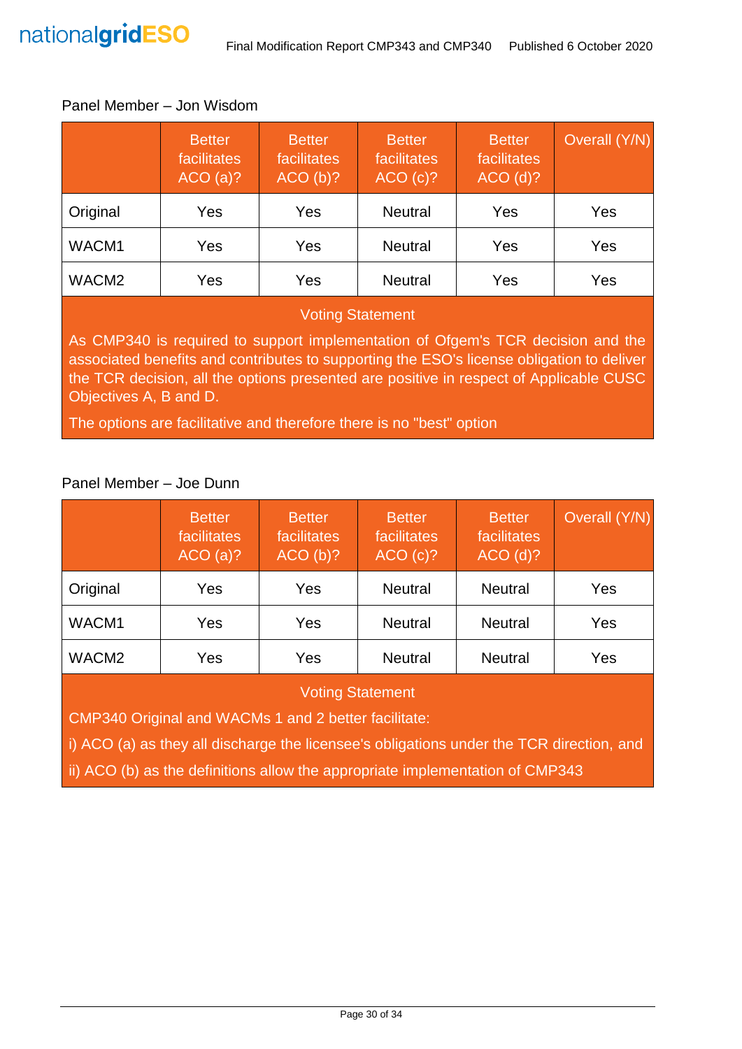Panel Member – Jon Wisdom

| | Better facilitates ACO (a)? | Better facilitates ACO (b)? | Better facilitates ACO (c)? | Better facilitates ACO (d)? | Overall (Y/N) |
|---|---|---|---|---|---|
| Original | Yes | Yes | Neutral | Yes | Yes |
| WACM1 | Yes | Yes | Neutral | Yes | Yes |
| WACM2 | Yes | Yes | Neutral | Yes | Yes |

**Voting Statement**

As CMP340 is required to support implementation of Ofgem's TCR decision and the associated benefits and contributes to supporting the ESO's license obligation to deliver the TCR decision, all the options presented are positive in respect of Applicable CUSC Objectives A, B and D.

The options are facilitative and therefore there is no "best" option

Panel Member – Joe Dunn

| | Better facilitates ACO (a)? | Better facilitates ACO (b)? | Better facilitates ACO (c)? | Better facilitates ACO (d)? | Overall (Y/N) |
|---|---|---|---|---|---|
| Original | Yes | Yes | Neutral | Neutral | Yes |
| WACM1 | Yes | Yes | Neutral | Neutral | Yes |
| WACM2 | Yes | Yes | Neutral | Neutral | Yes |

**Voting Statement**

CMP340 Original and WACMs 1 and 2 better facilitate:

i) ACO (a) as they all discharge the licensee's obligations under the TCR direction, and

ii) ACO (b) as the definitions allow the appropriate implementation of CMP343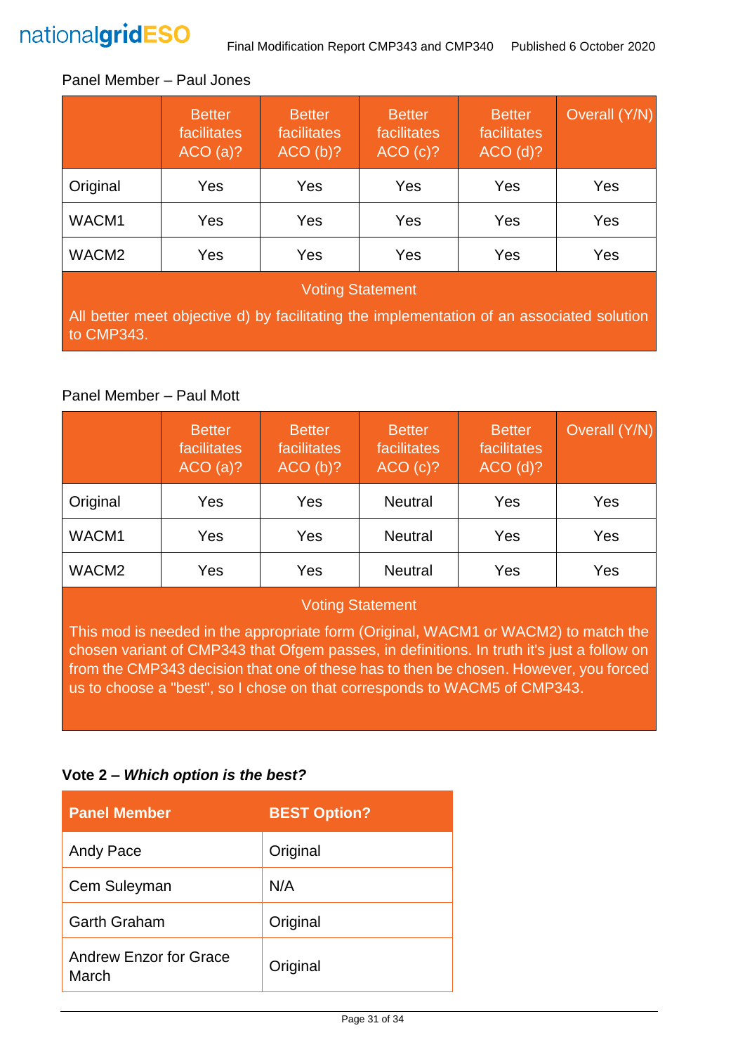Panel Member – Paul Jones

| | Better facilitates ACO (a)? | Better facilitates ACO (b)? | Better facilitates ACO (c)? | Better facilitates ACO (d)? | Overall (Y/N) |
|---|---|---|---|---|---|
| Original | Yes | Yes | Yes | Yes | Yes |
| WACM1 | Yes | Yes | Yes | Yes | Yes |
| WACM2 | Yes | Yes | Yes | Yes | Yes |

Voting Statement

All better meet objective d) by facilitating the implementation of an associated solution to CMP343.

Panel Member – Paul Mott

| | Better facilitates ACO (a)? | Better facilitates ACO (b)? | Better facilitates ACO (c)? | Better facilitates ACO (d)? | Overall (Y/N) |
|---|---|---|---|---|---|
| Original | Yes | Yes | Neutral | Yes | Yes |
| WACM1 | Yes | Yes | Neutral | Yes | Yes |
| WACM2 | Yes | Yes | Neutral | Yes | Yes |

Voting Statement

This mod is needed in the appropriate form (Original, WACM1 or WACM2) to match the chosen variant of CMP343 that Ofgem passes, in definitions. In truth it's just a follow on from the CMP343 decision that one of these has to then be chosen. However, you forced us to choose a "best", so I chose on that corresponds to WACM5 of CMP343.

**Vote 2 – *Which option is the best?***

| Panel Member | BEST Option? |
|---|---|
| Andy Pace | Original |
| Cem Suleyman | N/A |
| Garth Graham | Original |
| Andrew Enzor for Grace March | Original |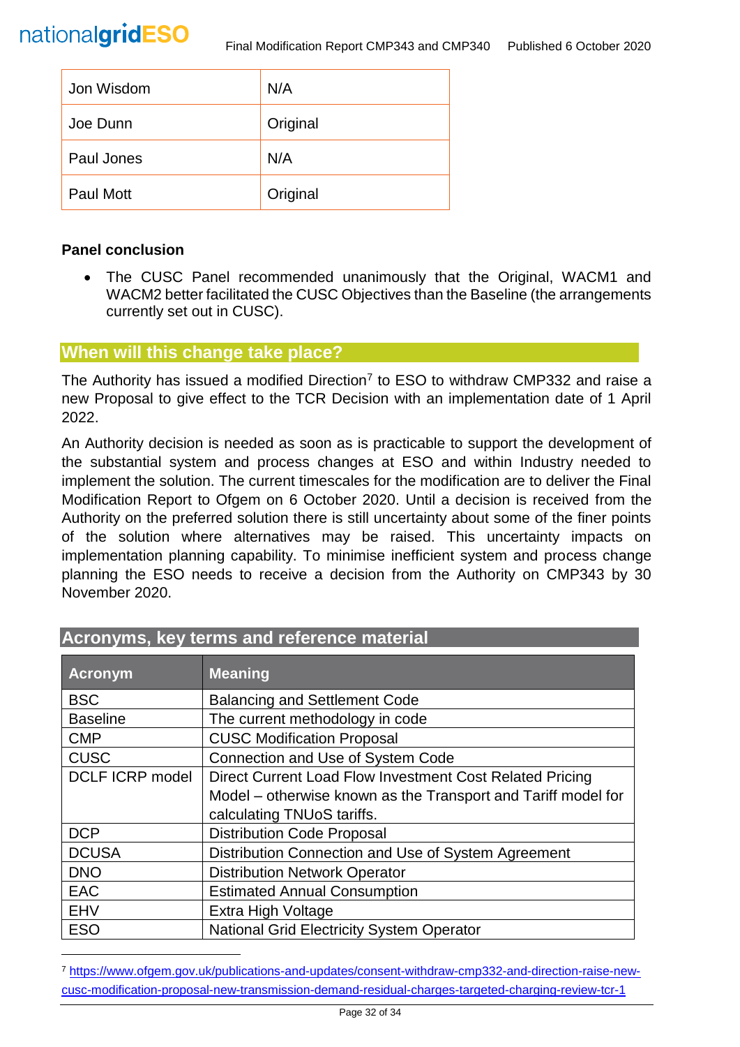| | |
|---|---|
| Jon Wisdom | N/A |
| Joe Dunn | Original |
| Paul Jones | N/A |
| Paul Mott | Original |

**Panel conclusion**

- The CUSC Panel recommended unanimously that the Original, WACM1 and WACM2 better facilitated the CUSC Objectives than the Baseline (the arrangements currently set out in CUSC).

## When will this change take place?

The Authority has issued a modified Direction[7] to ESO to withdraw CMP332 and raise a new Proposal to give effect to the TCR Decision with an implementation date of 1 April 2022.

An Authority decision is needed as soon as is practicable to support the development of the substantial system and process changes at ESO and within Industry needed to implement the solution. The current timescales for the modification are to deliver the Final Modification Report to Ofgem on 6 October 2020. Until a decision is received from the Authority on the preferred solution there is still uncertainty about some of the finer points of the solution where alternatives may be raised. This uncertainty impacts on implementation planning capability. To minimise inefficient system and process change planning the ESO needs to receive a decision from the Authority on CMP343 by 30 November 2020.

## Acronyms, key terms and reference material

| Acronym | Meaning |
|---|---|
| BSC | Balancing and Settlement Code |
| Baseline | The current methodology in code |
| CMP | CUSC Modification Proposal |
| CUSC | Connection and Use of System Code |
| DCLF ICRP model | Direct Current Load Flow Investment Cost Related Pricing Model – otherwise known as the Transport and Tariff model for calculating TNUoS tariffs. |
| DCP | Distribution Code Proposal |
| DCUSA | Distribution Connection and Use of System Agreement |
| DNO | Distribution Network Operator |
| EAC | Estimated Annual Consumption |
| EHV | Extra High Voltage |
| ESO | National Grid Electricity System Operator |

[7] https://www.ofgem.gov.uk/publications-and-updates/consent-withdraw-cmp332-and-direction-raise-new-cusc-modification-proposal-new-transmission-demand-residual-charges-targeted-charging-review-tcr-1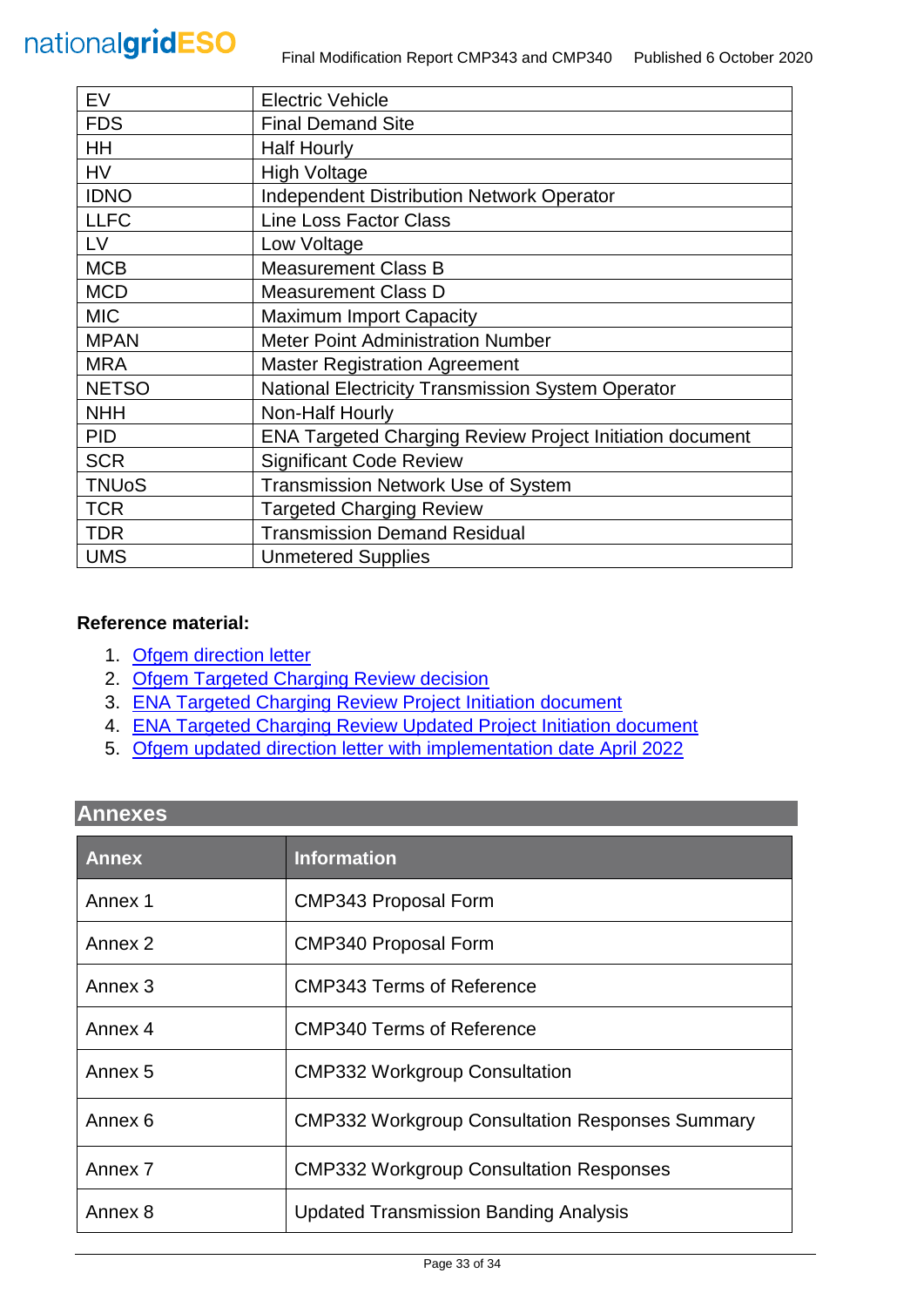| | |
|---|---|
| EV | Electric Vehicle |
| FDS | Final Demand Site |
| HH | Half Hourly |
| HV | High Voltage |
| IDNO | Independent Distribution Network Operator |
| LLFC | Line Loss Factor Class |
| LV | Low Voltage |
| MCB | Measurement Class B |
| MCD | Measurement Class D |
| MIC | Maximum Import Capacity |
| MPAN | Meter Point Administration Number |
| MRA | Master Registration Agreement |
| NETSO | National Electricity Transmission System Operator |
| NHH | Non-Half Hourly |
| PID | ENA Targeted Charging Review Project Initiation document |
| SCR | Significant Code Review |
| TNUoS | Transmission Network Use of System |
| TCR | Targeted Charging Review |
| TDR | Transmission Demand Residual |
| UMS | Unmetered Supplies |

**Reference material:**

1. Ofgem direction letter
2. Ofgem Targeted Charging Review decision
3. ENA Targeted Charging Review Project Initiation document
4. ENA Targeted Charging Review Updated Project Initiation document
5. Ofgem updated direction letter with implementation date April 2022

## Annexes

| Annex | Information |
|---|---|
| Annex 1 | CMP343 Proposal Form |
| Annex 2 | CMP340 Proposal Form |
| Annex 3 | CMP343 Terms of Reference |
| Annex 4 | CMP340 Terms of Reference |
| Annex 5 | CMP332 Workgroup Consultation |
| Annex 6 | CMP332 Workgroup Consultation Responses Summary |
| Annex 7 | CMP332 Workgroup Consultation Responses |
| Annex 8 | Updated Transmission Banding Analysis |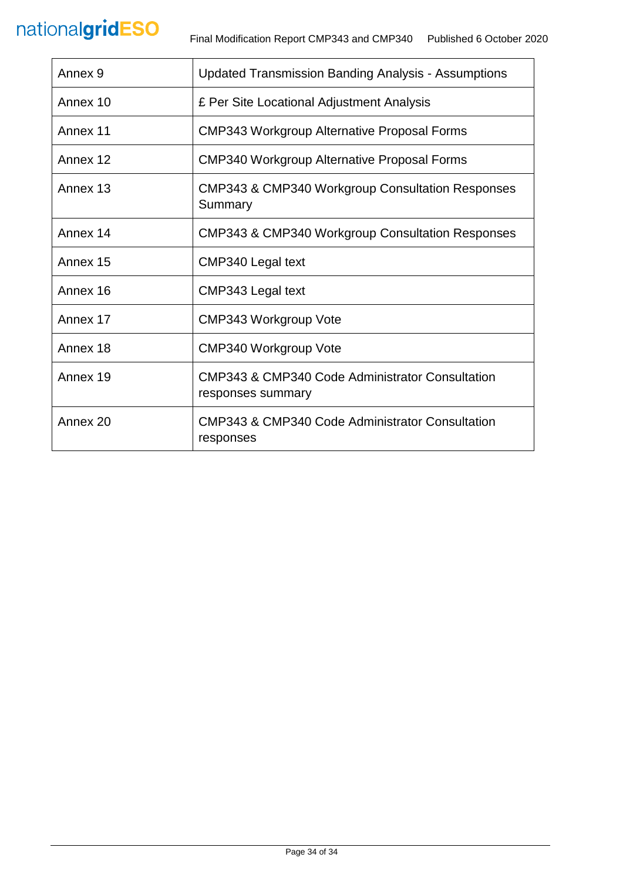| | |
|---|---|
| Annex 9 | Updated Transmission Banding Analysis - Assumptions |
| Annex 10 | £ Per Site Locational Adjustment Analysis |
| Annex 11 | CMP343 Workgroup Alternative Proposal Forms |
| Annex 12 | CMP340 Workgroup Alternative Proposal Forms |
| Annex 13 | CMP343 & CMP340 Workgroup Consultation Responses Summary |
| Annex 14 | CMP343 & CMP340 Workgroup Consultation Responses |
| Annex 15 | CMP340 Legal text |
| Annex 16 | CMP343 Legal text |
| Annex 17 | CMP343 Workgroup Vote |
| Annex 18 | CMP340 Workgroup Vote |
| Annex 19 | CMP343 & CMP340 Code Administrator Consultation responses summary |
| Annex 20 | CMP343 & CMP340 Code Administrator Consultation responses |